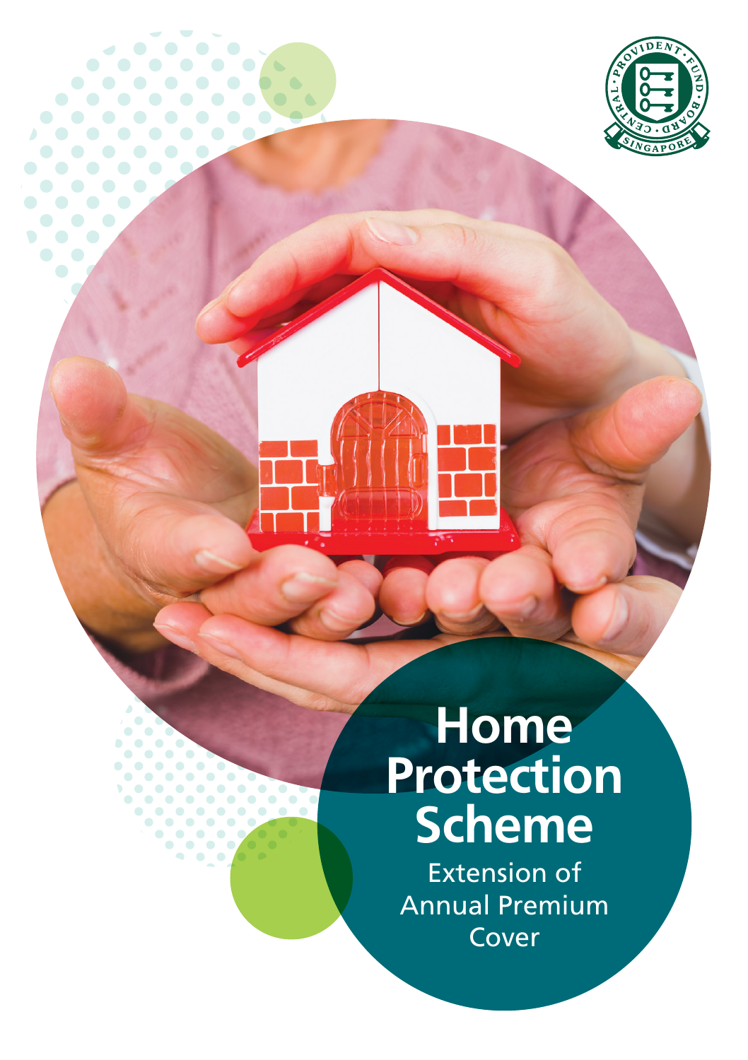# Home Protection Scheme

Extension of Annual Premium Cover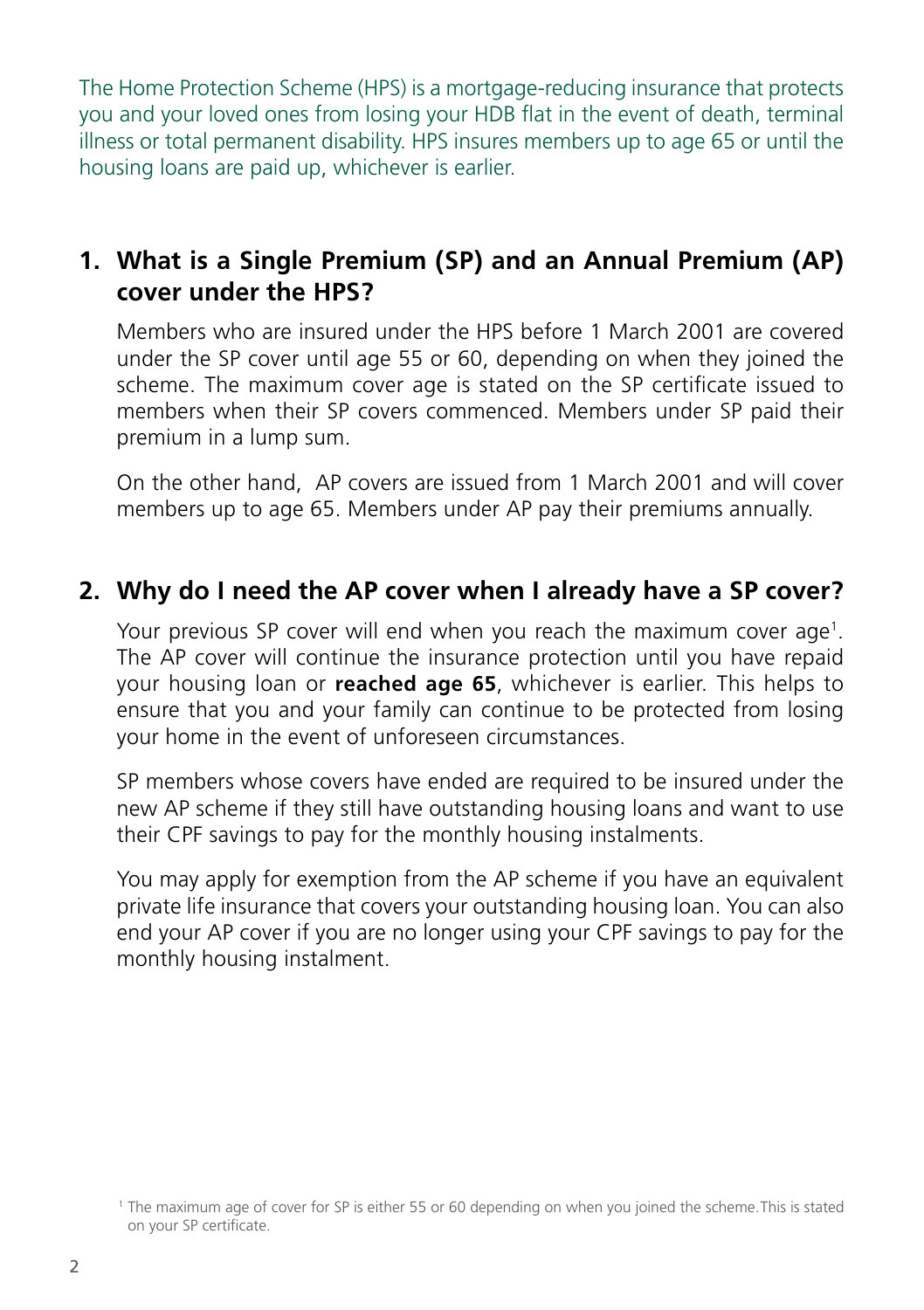The Home Protection Scheme (HPS) is a mortgage-reducing insurance that protects you and your loved ones from losing your HDB flat in the event of death, terminal illness or total permanent disability. HPS insures members up to age 65 or until the housing loans are paid up, whichever is earlier.

## 1. What is a Single Premium (SP) and an Annual Premium (AP) cover under the HPS?

Members who are insured under the HPS before 1 March 2001 are covered under the SP cover until age 55 or 60, depending on when they joined the scheme. The maximum cover age is stated on the SP certificate issued to members when their SP covers commenced. Members under SP paid their premium in a lump sum.

On the other hand, AP covers are issued from 1 March 2001 and will cover members up to age 65. Members under AP pay their premiums annually.

## 2. Why do I need the AP cover when I already have a SP cover?

Your previous SP cover will end when you reach the maximum cover age[1]. The AP cover will continue the insurance protection until you have repaid your housing loan or **reached age 65**, whichever is earlier. This helps to ensure that you and your family can continue to be protected from losing your home in the event of unforeseen circumstances.

SP members whose covers have ended are required to be insured under the new AP scheme if they still have outstanding housing loans and want to use their CPF savings to pay for the monthly housing instalments.

You may apply for exemption from the AP scheme if you have an equivalent private life insurance that covers your outstanding housing loan. You can also end your AP cover if you are no longer using your CPF savings to pay for the monthly housing instalment.

[1] The maximum age of cover for SP is either 55 or 60 depending on when you joined the scheme. This is stated on your SP certificate.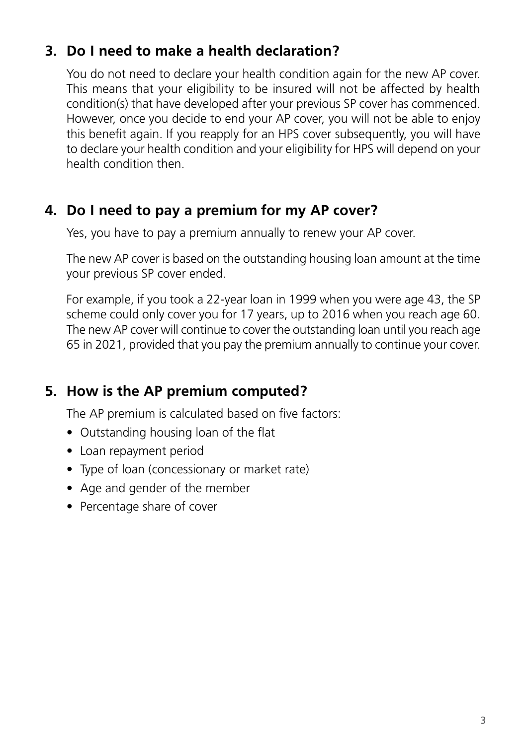## 3. Do I need to make a health declaration?

You do not need to declare your health condition again for the new AP cover. This means that your eligibility to be insured will not be affected by health condition(s) that have developed after your previous SP cover has commenced. However, once you decide to end your AP cover, you will not be able to enjoy this benefit again. If you reapply for an HPS cover subsequently, you will have to declare your health condition and your eligibility for HPS will depend on your health condition then.

## 4. Do I need to pay a premium for my AP cover?

Yes, you have to pay a premium annually to renew your AP cover.

The new AP cover is based on the outstanding housing loan amount at the time your previous SP cover ended.

For example, if you took a 22-year loan in 1999 when you were age 43, the SP scheme could only cover you for 17 years, up to 2016 when you reach age 60. The new AP cover will continue to cover the outstanding loan until you reach age 65 in 2021, provided that you pay the premium annually to continue your cover.

## 5. How is the AP premium computed?

The AP premium is calculated based on five factors:

- Outstanding housing loan of the flat
- Loan repayment period
- Type of loan (concessionary or market rate)
- Age and gender of the member
- Percentage share of cover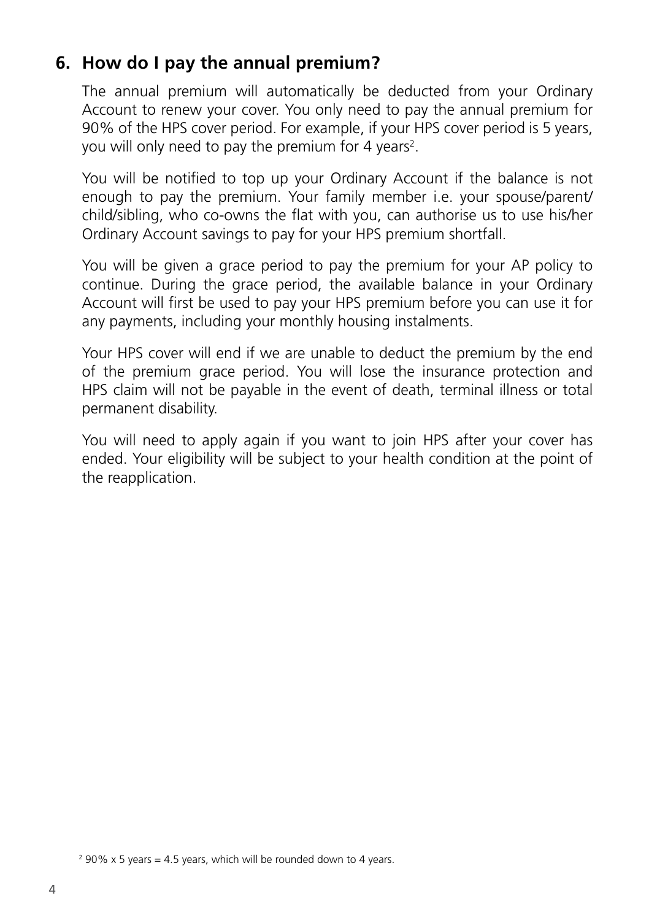## 6. How do I pay the annual premium?

The annual premium will automatically be deducted from your Ordinary Account to renew your cover. You only need to pay the annual premium for 90% of the HPS cover period. For example, if your HPS cover period is 5 years, you will only need to pay the premium for 4 years[2].

You will be notified to top up your Ordinary Account if the balance is not enough to pay the premium. Your family member i.e. your spouse/parent/child/sibling, who co-owns the flat with you, can authorise us to use his/her Ordinary Account savings to pay for your HPS premium shortfall.

You will be given a grace period to pay the premium for your AP policy to continue. During the grace period, the available balance in your Ordinary Account will first be used to pay your HPS premium before you can use it for any payments, including your monthly housing instalments.

Your HPS cover will end if we are unable to deduct the premium by the end of the premium grace period. You will lose the insurance protection and HPS claim will not be payable in the event of death, terminal illness or total permanent disability.

You will need to apply again if you want to join HPS after your cover has ended. Your eligibility will be subject to your health condition at the point of the reapplication.

[2] 90% x 5 years = 4.5 years, which will be rounded down to 4 years.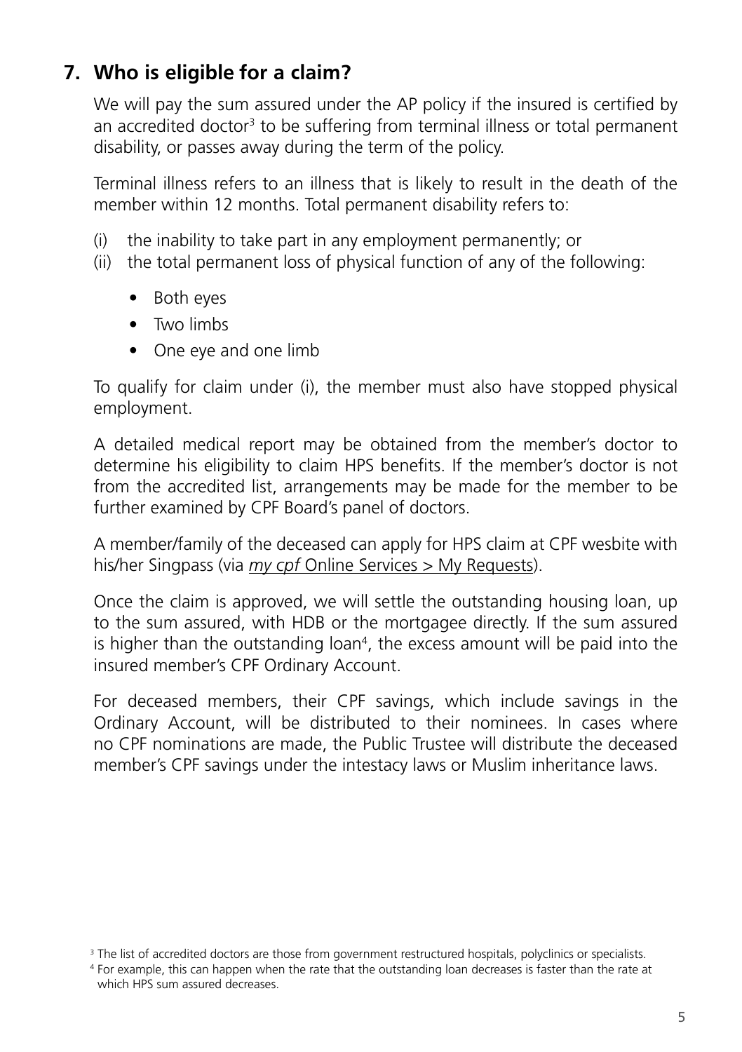## 7. Who is eligible for a claim?

We will pay the sum assured under the AP policy if the insured is certified by an accredited doctor[3] to be suffering from terminal illness or total permanent disability, or passes away during the term of the policy.

Terminal illness refers to an illness that is likely to result in the death of the member within 12 months. Total permanent disability refers to:

(i) the inability to take part in any employment permanently; or
(ii) the total permanent loss of physical function of any of the following:

- Both eyes
- Two limbs
- One eye and one limb

To qualify for claim under (i), the member must also have stopped physical employment.

A detailed medical report may be obtained from the member's doctor to determine his eligibility to claim HPS benefits. If the member's doctor is not from the accredited list, arrangements may be made for the member to be further examined by CPF Board's panel of doctors.

A member/family of the deceased can apply for HPS claim at CPF wesbite with his/her Singpass (via *my cpf* Online Services > My Requests).

Once the claim is approved, we will settle the outstanding housing loan, up to the sum assured, with HDB or the mortgagee directly. If the sum assured is higher than the outstanding loan[4], the excess amount will be paid into the insured member's CPF Ordinary Account.

For deceased members, their CPF savings, which include savings in the Ordinary Account, will be distributed to their nominees. In cases where no CPF nominations are made, the Public Trustee will distribute the deceased member's CPF savings under the intestacy laws or Muslim inheritance laws.

[3] The list of accredited doctors are those from government restructured hospitals, polyclinics or specialists.

[4] For example, this can happen when the rate that the outstanding loan decreases is faster than the rate at which HPS sum assured decreases.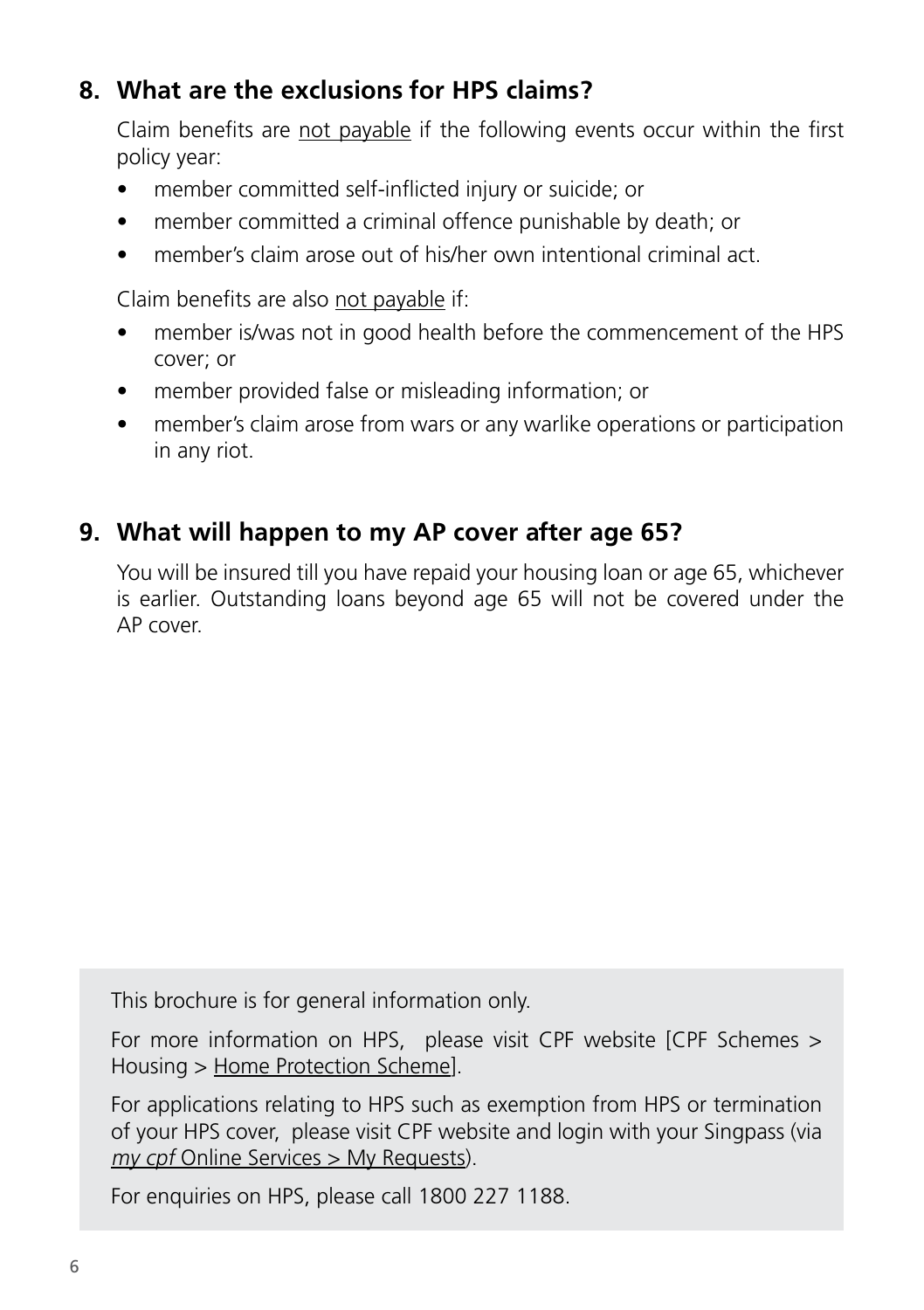## 8. What are the exclusions for HPS claims?

Claim benefits are not payable if the following events occur within the first policy year:

- member committed self-inflicted injury or suicide; or
- member committed a criminal offence punishable by death; or
- member's claim arose out of his/her own intentional criminal act.

Claim benefits are also not payable if:

- member is/was not in good health before the commencement of the HPS cover; or
- member provided false or misleading information; or
- member's claim arose from wars or any warlike operations or participation in any riot.

## 9. What will happen to my AP cover after age 65?

You will be insured till you have repaid your housing loan or age 65, whichever is earlier. Outstanding loans beyond age 65 will not be covered under the AP cover.

This brochure is for general information only.

For more information on HPS, please visit CPF website [CPF Schemes > Housing > Home Protection Scheme].

For applications relating to HPS such as exemption from HPS or termination of your HPS cover, please visit CPF website and login with your Singpass (via *my cpf* Online Services > My Requests).

For enquiries on HPS, please call 1800 227 1188.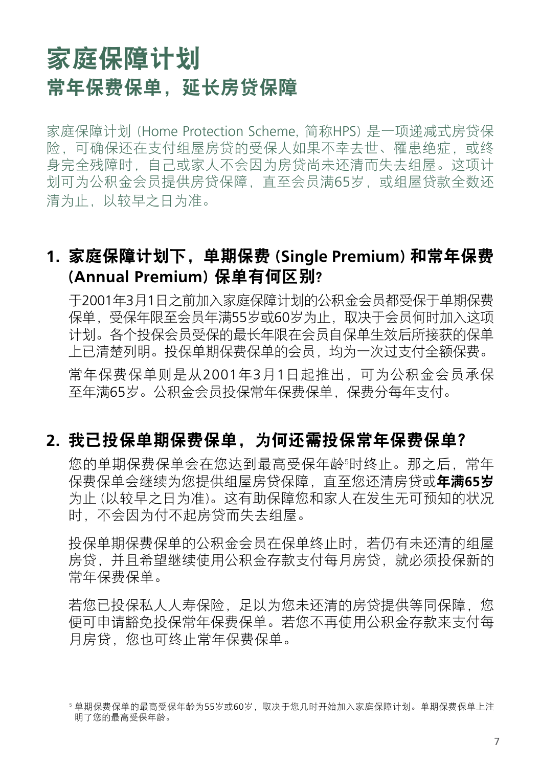# 家庭保障计划

## 常年保费保单，延长房贷保障

家庭保障计划（Home Protection Scheme，简称HPS）是一项递减式房贷保险，可确保还在支付组屋房贷的受保人如果不幸去世、罹患绝症，或终身完全残障时，自己或家人不会因为房贷尚未还清而失去组屋。这项计划可为公积金会员提供房贷保障，直至会员满65岁，或组屋贷款全数还清为止，以较早之日为准。

### 1. 家庭保障计划下，单期保费（Single Premium）和常年保费（Annual Premium）保单有何区别？

于2001年3月1日之前加入家庭保障计划的公积金会员都受保于单期保费保单，受保年限至会员年满55岁或60岁为止，取决于会员何时加入这项计划。各个投保会员受保的最长年限在会员自保单生效后所接获的保单上已清楚列明。投保单期保费保单的会员，均为一次过支付全额保费。

常年保费保单则是从2001年3月1日起推出，可为公积金会员承保至年满65岁。公积金会员投保常年保费保单，保费分每年支付。

### 2. 我已投保单期保费保单，为何还需投保常年保费保单？

您的单期保费保单会在您达到最高受保年龄[5]时终止。那之后，常年保费保单会继续为您提供组屋房贷保障，直至您还清房贷或**年满65岁**为止（以较早之日为准）。这有助保障您和家人在发生无可预知的状况时，不会因为付不起房贷而失去组屋。

投保单期保费保单的公积金会员在保单终止时，若仍有未还清的组屋房贷，并且希望继续使用公积金存款支付每月房贷，就必须投保新的常年保费保单。

若您已投保私人人寿保险，足以为您未还清的房贷提供等同保障，您便可申请豁免投保常年保费保单。若您不再使用公积金存款来支付每月房贷，您也可终止常年保费保单。

[5] 单期保费保单的最高受保年龄为55岁或60岁，取决于您几时开始加入家庭保障计划。单期保费保单上注明了您的最高受保年龄。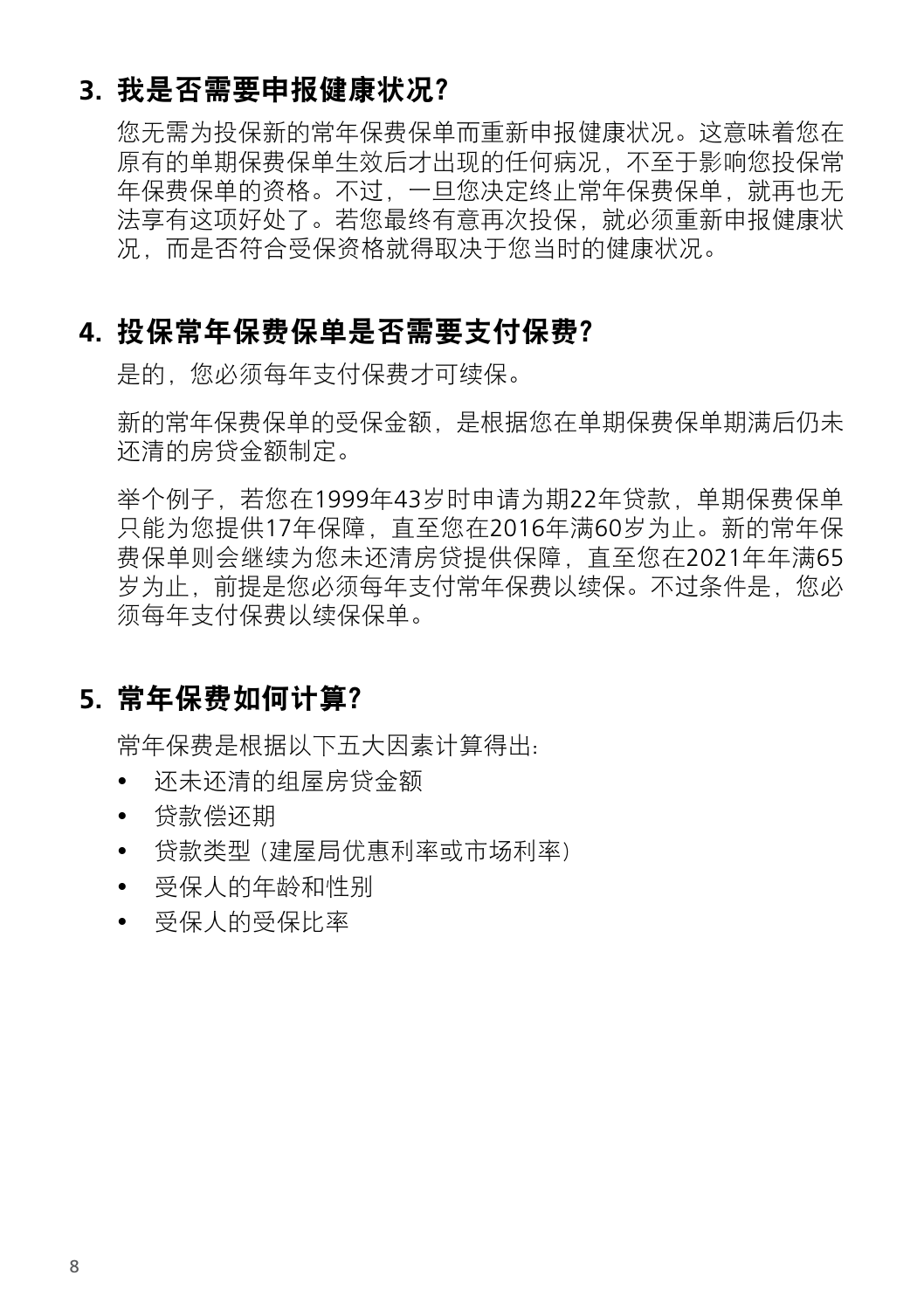## 3. 我是否需要申报健康状况?

您无需为投保新的常年保费保单而重新申报健康状况。这意味着您在原有的单期保费保单生效后才出现的任何病况，不至于影响您投保常年保费保单的资格。不过，一旦您决定终止常年保费保单，就再也无法享有这项好处了。若您最终有意再次投保，就必须重新申报健康状况，而是否符合受保资格就得取决于您当时的健康状况。

## 4. 投保常年保费保单是否需要支付保费?

是的，您必须每年支付保费才可续保。

新的常年保费保单的受保金额，是根据您在单期保费保单期满后仍未还清的房贷金额制定。

举个例子，若您在1999年43岁时申请为期22年贷款，单期保费保单只能为您提供17年保障，直至您在2016年满60岁为止。新的常年保费保单则会继续为您未还清房贷提供保障，直至您在2021年年满65岁为止，前提是您必须每年支付常年保费以续保。不过条件是，您必须每年支付保费以续保保单。

## 5. 常年保费如何计算?

常年保费是根据以下五大因素计算得出:

- 还未还清的组屋房贷金额
- 贷款偿还期
- 贷款类型（建屋局优惠利率或市场利率）
- 受保人的年龄和性别
- 受保人的受保比率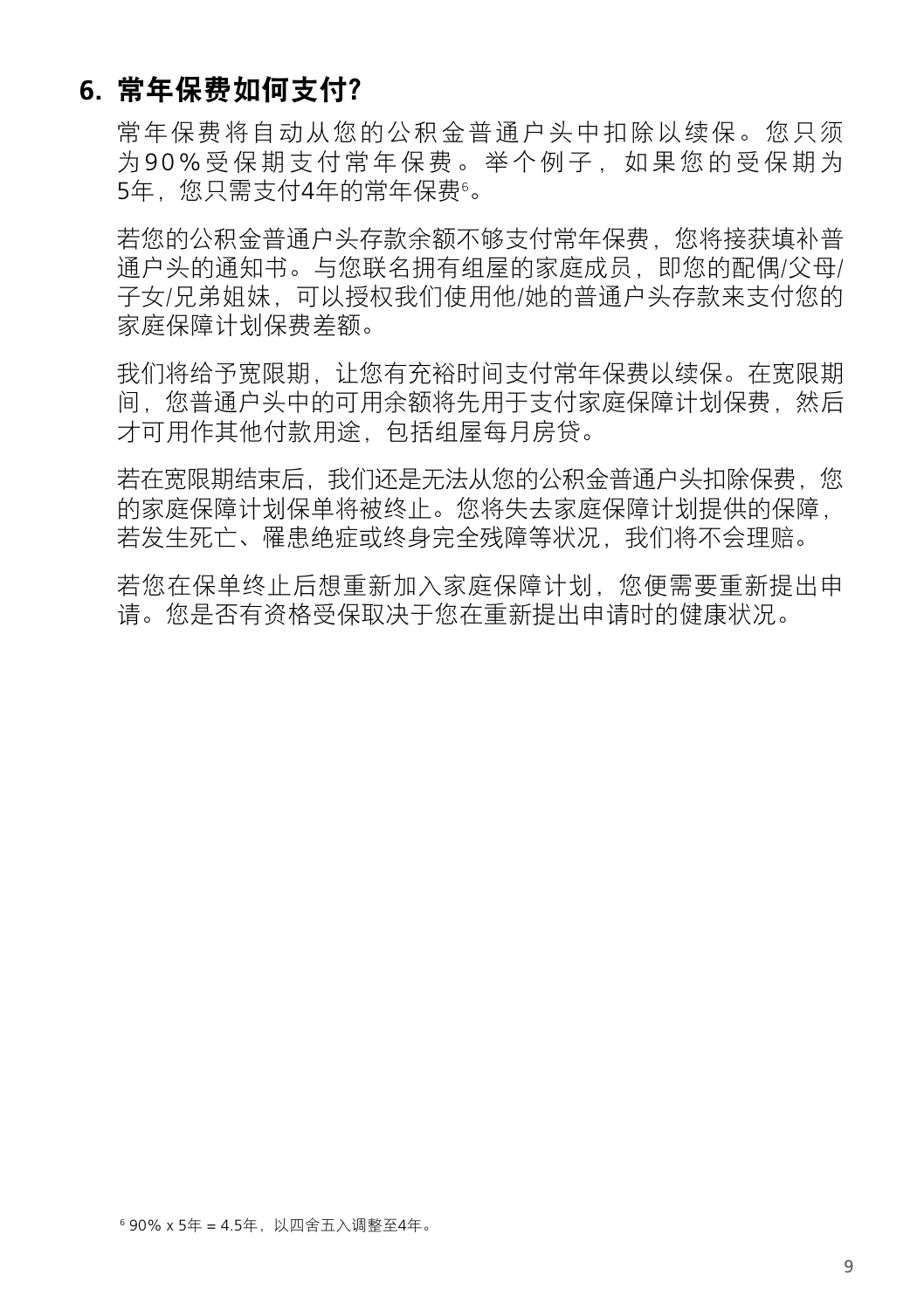## 6. 常年保费如何支付？

常年保费将自动从您的公积金普通户头中扣除以续保。您只须为90%受保期支付常年保费。举个例子，如果您的受保期为5年，您只需支付4年的常年保费[6]。

若您的公积金普通户头存款余额不够支付常年保费，您将接获填补普通户头的通知书。与您联名拥有组屋的家庭成员，即您的配偶/父母/子女/兄弟姐妹，可以授权我们使用他/她的普通户头存款来支付您的家庭保障计划保费差额。

我们将给予宽限期，让您有充裕时间支付常年保费以续保。在宽限期间，您普通户头中的可用余额将先用于支付家庭保障计划保费，然后才可用作其他付款用途，包括组屋每月房贷。

若在宽限期结束后，我们还是无法从您的公积金普通户头扣除保费，您的家庭保障计划保单将被终止。您将失去家庭保障计划提供的保障，若发生死亡、罹患绝症或终身完全残障等状况，我们将不会理赔。

若您在保单终止后想重新加入家庭保障计划，您便需要重新提出申请。您是否有资格受保取决于您在重新提出申请时的健康状况。

[6] 90% x 5年 = 4.5年，以四舍五入调整至4年。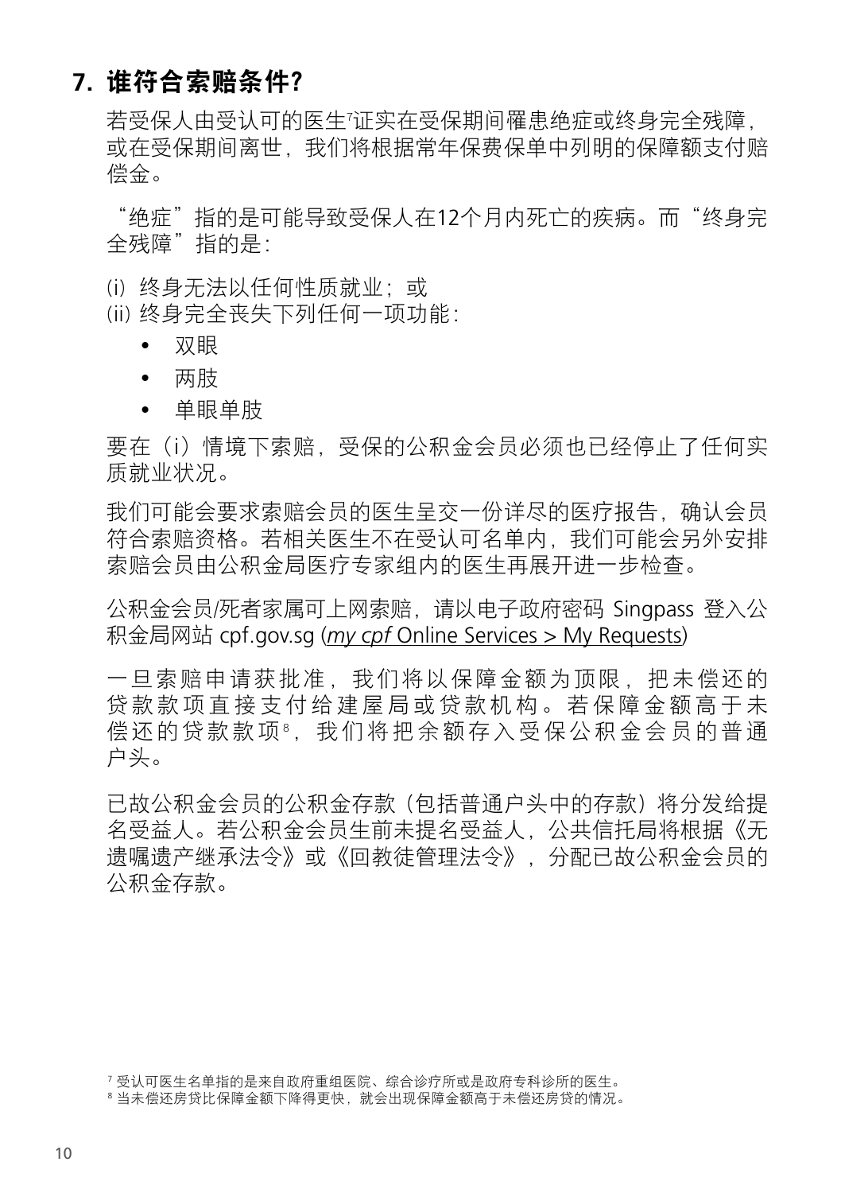## 7. 谁符合索赔条件?

若受保人由受认可的医生[7]证实在受保期间罹患绝症或终身完全残障，或在受保期间离世，我们将根据常年保费保单中列明的保障额支付赔偿金。

“绝症”指的是可能导致受保人在12个月内死亡的疾病。而“终身完全残障”指的是：

(i) 终身无法以任何性质就业；或
(ii) 终身完全丧失下列任何一项功能：

- 双眼
- 两肢
- 单眼单肢

要在（i）情境下索赔，受保的公积金会员必须也已经停止了任何实质就业状况。

我们可能会要求索赔会员的医生呈交一份详尽的医疗报告，确认会员符合索赔资格。若相关医生不在受认可名单内，我们可能会另外安排索赔会员由公积金局医疗专家组内的医生再展开进一步检查。

公积金会员/死者家属可上网索赔，请以电子政府密码 Singpass 登入公积金局网站 cpf.gov.sg (*my cpf* Online Services > My Requests)

一旦索赔申请获批准，我们将以保障金额为顶限，把未偿还的贷款款项直接支付给建屋局或贷款机构。若保障金额高于未偿还的贷款款项[8]，我们将把余额存入受保公积金会员的普通户头。

已故公积金会员的公积金存款（包括普通户头中的存款）将分发给提名受益人。若公积金会员生前未提名受益人，公共信托局将根据《无遗嘱遗产继承法令》或《回教徒管理法令》，分配已故公积金会员的公积金存款。

[7] 受认可医生名单指的是来自政府重组医院、综合诊疗所或是政府专科诊所的医生。
[8] 当未偿还房贷比保障金额下降得更快，就会出现保障金额高于未偿还房贷的情况。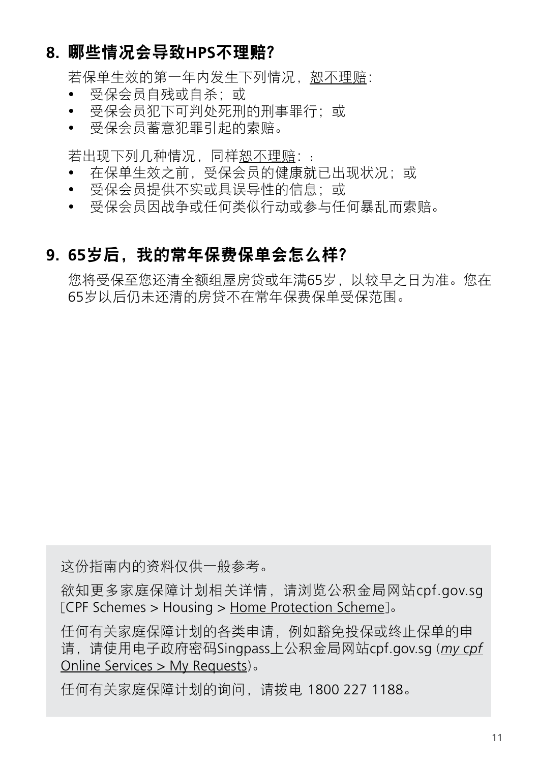## 8. 哪些情况会导致HPS不理赔?

若保单生效的第一年内发生下列情况，恕不理赔：

- 受保会员自残或自杀；或
- 受保会员犯下可判处死刑的刑事罪行；或
- 受保会员蓄意犯罪引起的索赔。

若出现下列几种情况，同样恕不理赔：：

- 在保单生效之前，受保会员的健康就已出现状况；或
- 受保会员提供不实或具误导性的信息；或
- 受保会员因战争或任何类似行动或参与任何暴乱而索赔。

## 9. 65岁后，我的常年保费保单会怎么样?

您将受保至您还清全额组屋房贷或年满65岁，以较早之日为准。您在65岁以后仍未还清的房贷不在常年保费保单受保范围。

这份指南内的资料仅供一般参考。

欲知更多家庭保障计划相关详情，请浏览公积金局网站cpf.gov.sg [CPF Schemes > Housing > Home Protection Scheme]。

任何有关家庭保障计划的各类申请，例如豁免投保或终止保单的申请，请使用电子政府密码Singpass上公积金局网站cpf.gov.sg (*my cpf* Online Services > My Requests)。

任何有关家庭保障计划的询问，请拨电 1800 227 1188。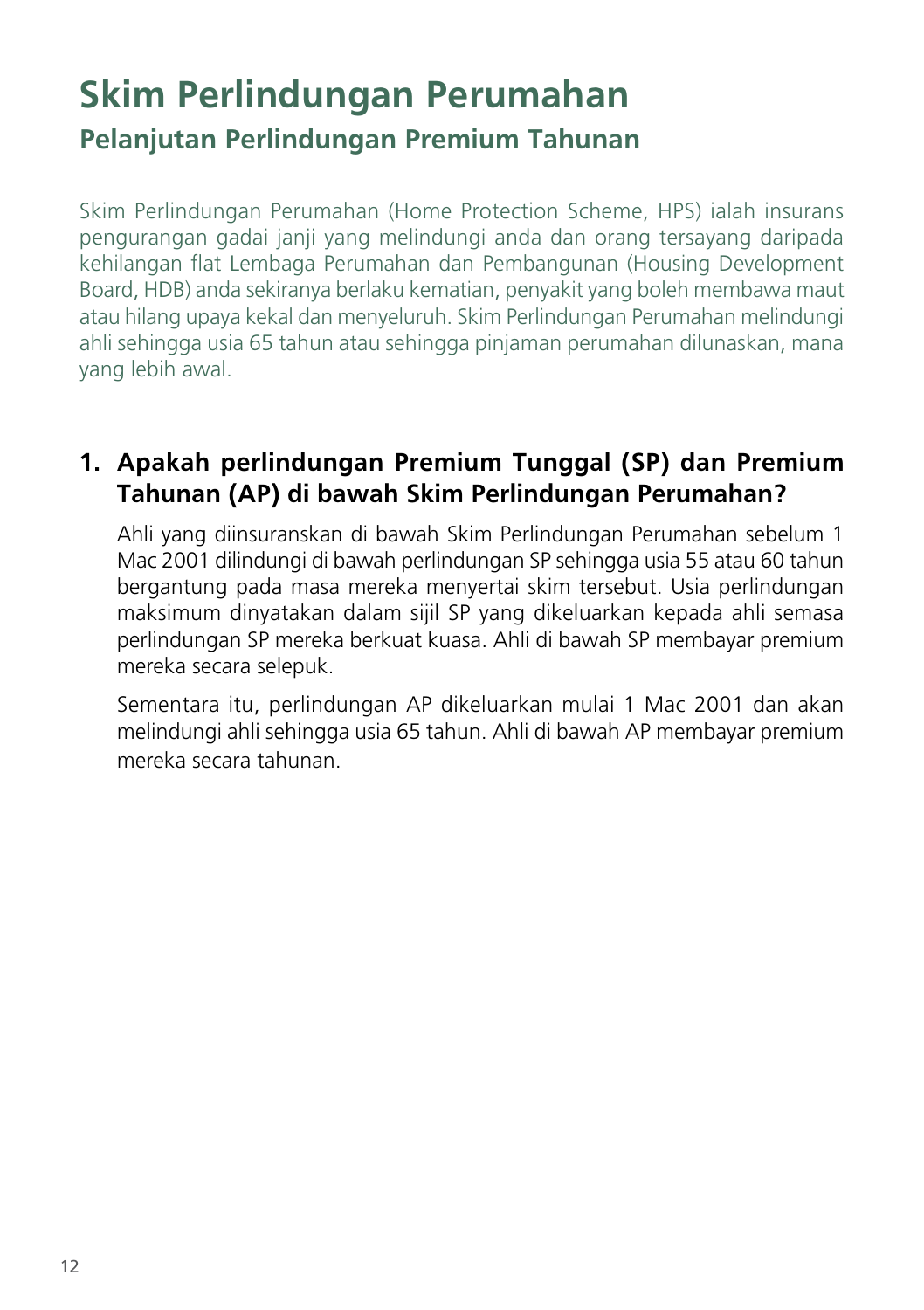# Skim Perlindungan Perumahan

## Pelanjutan Perlindungan Premium Tahunan

Skim Perlindungan Perumahan (Home Protection Scheme, HPS) ialah insurans pengurangan gadai janji yang melindungi anda dan orang tersayang daripada kehilangan flat Lembaga Perumahan dan Pembangunan (Housing Development Board, HDB) anda sekiranya berlaku kematian, penyakit yang boleh membawa maut atau hilang upaya kekal dan menyeluruh. Skim Perlindungan Perumahan melindungi ahli sehingga usia 65 tahun atau sehingga pinjaman perumahan dilunaskan, mana yang lebih awal.

### 1. Apakah perlindungan Premium Tunggal (SP) dan Premium Tahunan (AP) di bawah Skim Perlindungan Perumahan?

Ahli yang diinsuranskan di bawah Skim Perlindungan Perumahan sebelum 1 Mac 2001 dilindungi di bawah perlindungan SP sehingga usia 55 atau 60 tahun bergantung pada masa mereka menyertai skim tersebut. Usia perlindungan maksimum dinyatakan dalam sijil SP yang dikeluarkan kepada ahli semasa perlindungan SP mereka berkuat kuasa. Ahli di bawah SP membayar premium mereka secara selepuk.

Sementara itu, perlindungan AP dikeluarkan mulai 1 Mac 2001 dan akan melindungi ahli sehingga usia 65 tahun. Ahli di bawah AP membayar premium mereka secara tahunan.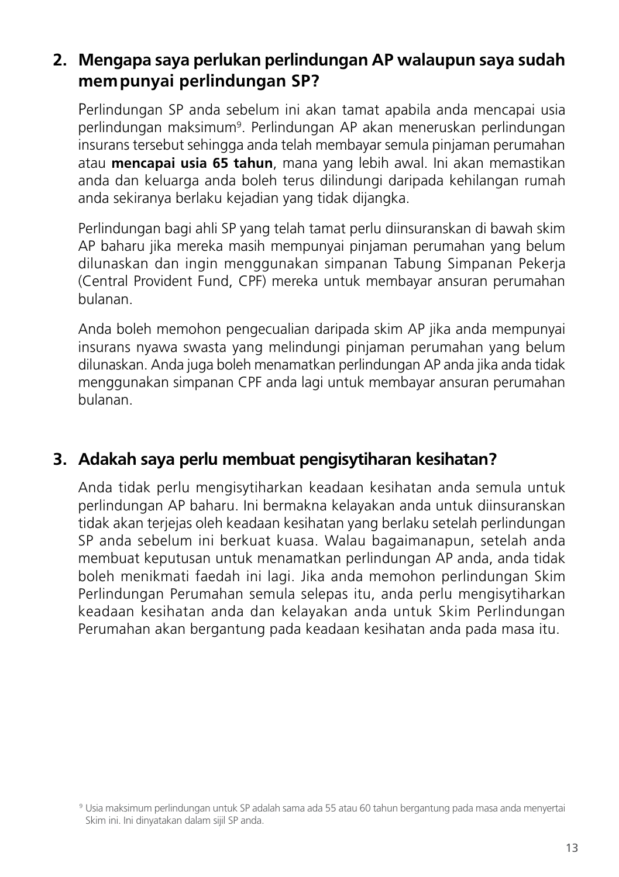## 2. Mengapa saya perlukan perlindungan AP walaupun saya sudah mempunyai perlindungan SP?

Perlindungan SP anda sebelum ini akan tamat apabila anda mencapai usia perlindungan maksimum[9]. Perlindungan AP akan meneruskan perlindungan insurans tersebut sehingga anda telah membayar semula pinjaman perumahan atau **mencapai usia 65 tahun**, mana yang lebih awal. Ini akan memastikan anda dan keluarga anda boleh terus dilindungi daripada kehilangan rumah anda sekiranya berlaku kejadian yang tidak dijangka.

Perlindungan bagi ahli SP yang telah tamat perlu diinsuranskan di bawah skim AP baharu jika mereka masih mempunyai pinjaman perumahan yang belum dilunaskan dan ingin menggunakan simpanan Tabung Simpanan Pekerja (Central Provident Fund, CPF) mereka untuk membayar ansuran perumahan bulanan.

Anda boleh memohon pengecualian daripada skim AP jika anda mempunyai insurans nyawa swasta yang melindungi pinjaman perumahan yang belum dilunaskan. Anda juga boleh menamatkan perlindungan AP anda jika anda tidak menggunakan simpanan CPF anda lagi untuk membayar ansuran perumahan bulanan.

## 3. Adakah saya perlu membuat pengisytiharan kesihatan?

Anda tidak perlu mengisytiharkan keadaan kesihatan anda semula untuk perlindungan AP baharu. Ini bermakna kelayakan anda untuk diinsuranskan tidak akan terjejas oleh keadaan kesihatan yang berlaku setelah perlindungan SP anda sebelum ini berkuat kuasa. Walau bagaimanapun, setelah anda membuat keputusan untuk menamatkan perlindungan AP anda, anda tidak boleh menikmati faedah ini lagi. Jika anda memohon perlindungan Skim Perlindungan Perumahan semula selepas itu, anda perlu mengisytiharkan keadaan kesihatan anda dan kelayakan anda untuk Skim Perlindungan Perumahan akan bergantung pada keadaan kesihatan anda pada masa itu.

[9] Usia maksimum perlindungan untuk SP adalah sama ada 55 atau 60 tahun bergantung pada masa anda menyertai Skim ini. Ini dinyatakan dalam sijil SP anda.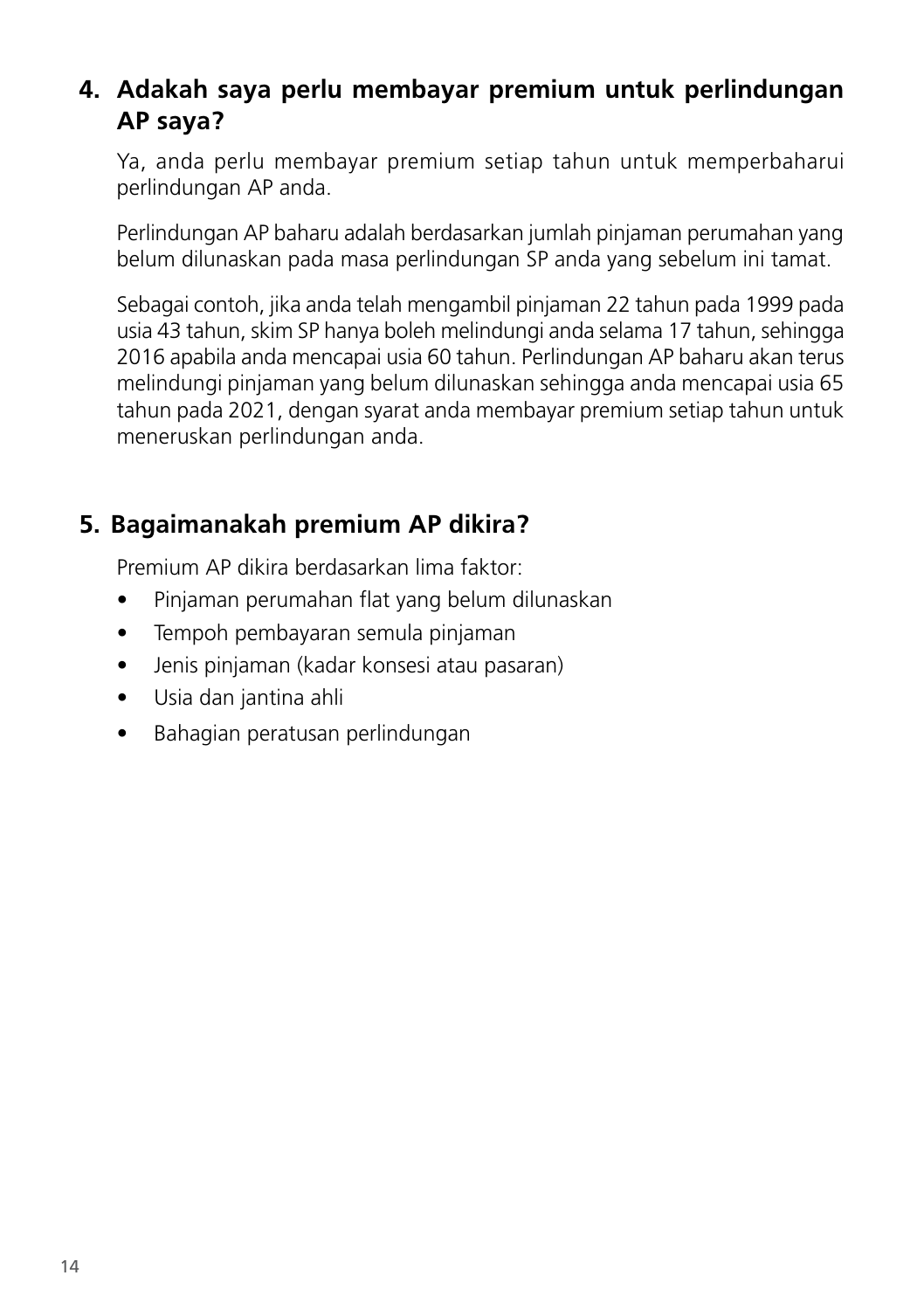## 4. Adakah saya perlu membayar premium untuk perlindungan AP saya?

Ya, anda perlu membayar premium setiap tahun untuk memperbaharui perlindungan AP anda.

Perlindungan AP baharu adalah berdasarkan jumlah pinjaman perumahan yang belum dilunaskan pada masa perlindungan SP anda yang sebelum ini tamat.

Sebagai contoh, jika anda telah mengambil pinjaman 22 tahun pada 1999 pada usia 43 tahun, skim SP hanya boleh melindungi anda selama 17 tahun, sehingga 2016 apabila anda mencapai usia 60 tahun. Perlindungan AP baharu akan terus melindungi pinjaman yang belum dilunaskan sehingga anda mencapai usia 65 tahun pada 2021, dengan syarat anda membayar premium setiap tahun untuk meneruskan perlindungan anda.

## 5. Bagaimanakah premium AP dikira?

Premium AP dikira berdasarkan lima faktor:

- Pinjaman perumahan flat yang belum dilunaskan
- Tempoh pembayaran semula pinjaman
- Jenis pinjaman (kadar konsesi atau pasaran)
- Usia dan jantina ahli
- Bahagian peratusan perlindungan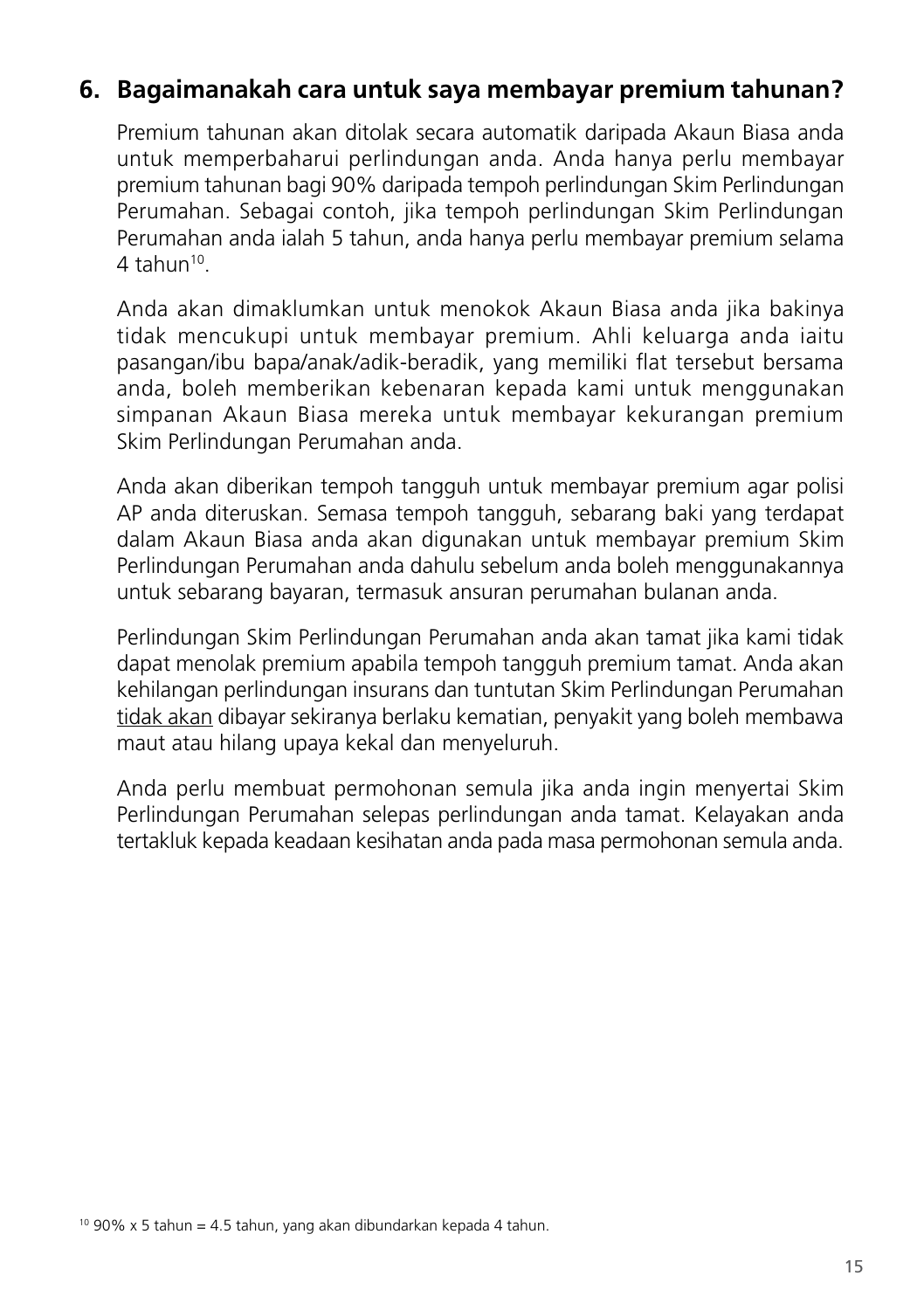## 6. Bagaimanakah cara untuk saya membayar premium tahunan?

Premium tahunan akan ditolak secara automatik daripada Akaun Biasa anda untuk memperbaharui perlindungan anda. Anda hanya perlu membayar premium tahunan bagi 90% daripada tempoh perlindungan Skim Perlindungan Perumahan. Sebagai contoh, jika tempoh perlindungan Skim Perlindungan Perumahan anda ialah 5 tahun, anda hanya perlu membayar premium selama 4 tahun[10].

Anda akan dimaklumkan untuk menokok Akaun Biasa anda jika bakinya tidak mencukupi untuk membayar premium. Ahli keluarga anda iaitu pasangan/ibu bapa/anak/adik-beradik, yang memiliki flat tersebut bersama anda, boleh memberikan kebenaran kepada kami untuk menggunakan simpanan Akaun Biasa mereka untuk membayar kekurangan premium Skim Perlindungan Perumahan anda.

Anda akan diberikan tempoh tangguh untuk membayar premium agar polisi AP anda diteruskan. Semasa tempoh tangguh, sebarang baki yang terdapat dalam Akaun Biasa anda akan digunakan untuk membayar premium Skim Perlindungan Perumahan anda dahulu sebelum anda boleh menggunakannya untuk sebarang bayaran, termasuk ansuran perumahan bulanan anda.

Perlindungan Skim Perlindungan Perumahan anda akan tamat jika kami tidak dapat menolak premium apabila tempoh tangguh premium tamat. Anda akan kehilangan perlindungan insurans dan tuntutan Skim Perlindungan Perumahan <u>tidak akan</u> dibayar sekiranya berlaku kematian, penyakit yang boleh membawa maut atau hilang upaya kekal dan menyeluruh.

Anda perlu membuat permohonan semula jika anda ingin menyertai Skim Perlindungan Perumahan selepas perlindungan anda tamat. Kelayakan anda tertakluk kepada keadaan kesihatan anda pada masa permohonan semula anda.

[10] 90% x 5 tahun = 4.5 tahun, yang akan dibundarkan kepada 4 tahun.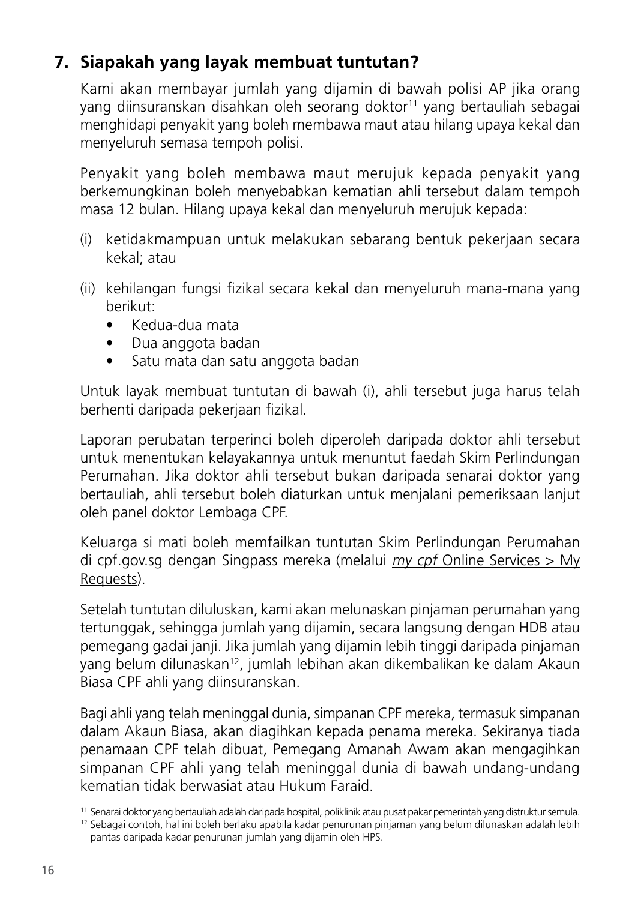## 7. Siapakah yang layak membuat tuntutan?

Kami akan membayar jumlah yang dijamin di bawah polisi AP jika orang yang diinsuranskan disahkan oleh seorang doktor[11] yang bertauliah sebagai menghidapi penyakit yang boleh membawa maut atau hilang upaya kekal dan menyeluruh semasa tempoh polisi.

Penyakit yang boleh membawa maut merujuk kepada penyakit yang berkemungkinan boleh menyebabkan kematian ahli tersebut dalam tempoh masa 12 bulan. Hilang upaya kekal dan menyeluruh merujuk kepada:

(i) ketidakmampuan untuk melakukan sebarang bentuk pekerjaan secara kekal; atau

(ii) kehilangan fungsi fizikal secara kekal dan menyeluruh mana-mana yang berikut:
- Kedua-dua mata
- Dua anggota badan
- Satu mata dan satu anggota badan

Untuk layak membuat tuntutan di bawah (i), ahli tersebut juga harus telah berhenti daripada pekerjaan fizikal.

Laporan perubatan terperinci boleh diperoleh daripada doktor ahli tersebut untuk menentukan kelayakannya untuk menuntut faedah Skim Perlindungan Perumahan. Jika doktor ahli tersebut bukan daripada senarai doktor yang bertauliah, ahli tersebut boleh diaturkan untuk menjalani pemeriksaan lanjut oleh panel doktor Lembaga CPF.

Keluarga si mati boleh memfailkan tuntutan Skim Perlindungan Perumahan di cpf.gov.sg dengan Singpass mereka (melalui *my cpf* Online Services > My Requests).

Setelah tuntutan diluluskan, kami akan melunaskan pinjaman perumahan yang tertunggak, sehingga jumlah yang dijamin, secara langsung dengan HDB atau pemegang gadai janji. Jika jumlah yang dijamin lebih tinggi daripada pinjaman yang belum dilunaskan[12], jumlah lebihan akan dikembalikan ke dalam Akaun Biasa CPF ahli yang diinsuranskan.

Bagi ahli yang telah meninggal dunia, simpanan CPF mereka, termasuk simpanan dalam Akaun Biasa, akan diagihkan kepada penama mereka. Sekiranya tiada penamaan CPF telah dibuat, Pemegang Amanah Awam akan mengagihkan simpanan CPF ahli yang telah meninggal dunia di bawah undang-undang kematian tidak berwasiat atau Hukum Faraid.

[11] Senarai doktor yang bertauliah adalah daripada hospital, poliklinik atau pusat pakar pemerintah yang distruktur semula.

[12] Sebagai contoh, hal ini boleh berlaku apabila kadar penurunan pinjaman yang belum dilunaskan adalah lebih pantas daripada kadar penurunan jumlah yang dijamin oleh HPS.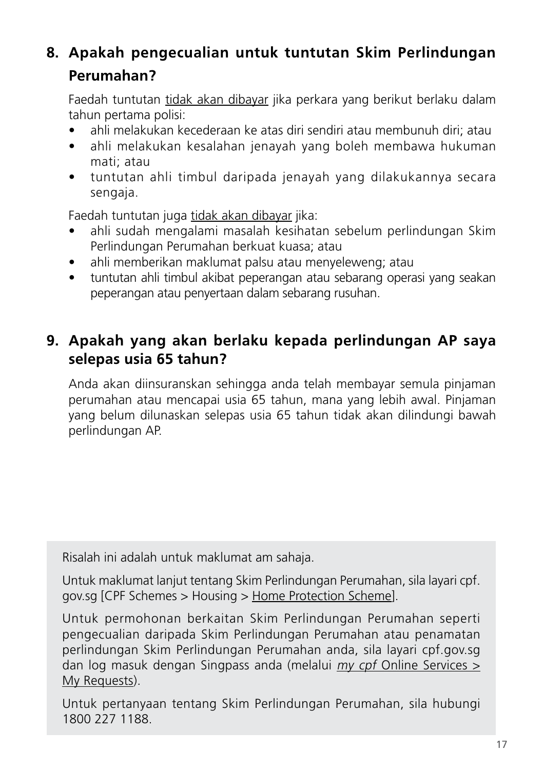## 8. Apakah pengecualian untuk tuntutan Skim Perlindungan Perumahan?

Faedah tuntutan tidak akan dibayar jika perkara yang berikut berlaku dalam tahun pertama polisi:

- ahli melakukan kecederaan ke atas diri sendiri atau membunuh diri; atau
- ahli melakukan kesalahan jenayah yang boleh membawa hukuman mati; atau
- tuntutan ahli timbul daripada jenayah yang dilakukannya secara sengaja.

Faedah tuntutan juga tidak akan dibayar jika:

- ahli sudah mengalami masalah kesihatan sebelum perlindungan Skim Perlindungan Perumahan berkuat kuasa; atau
- ahli memberikan maklumat palsu atau menyeleweng; atau
- tuntutan ahli timbul akibat peperangan atau sebarang operasi yang seakan peperangan atau penyertaan dalam sebarang rusuhan.

## 9. Apakah yang akan berlaku kepada perlindungan AP saya selepas usia 65 tahun?

Anda akan diinsuranskan sehingga anda telah membayar semula pinjaman perumahan atau mencapai usia 65 tahun, mana yang lebih awal. Pinjaman yang belum dilunaskan selepas usia 65 tahun tidak akan dilindungi bawah perlindungan AP.

Risalah ini adalah untuk maklumat am sahaja.

Untuk maklumat lanjut tentang Skim Perlindungan Perumahan, sila layari cpf.gov.sg [CPF Schemes > Housing > Home Protection Scheme].

Untuk permohonan berkaitan Skim Perlindungan Perumahan seperti pengecualian daripada Skim Perlindungan Perumahan atau penamatan perlindungan Skim Perlindungan Perumahan anda, sila layari cpf.gov.sg dan log masuk dengan Singpass anda (melalui *my cpf* Online Services > My Requests).

Untuk pertanyaan tentang Skim Perlindungan Perumahan, sila hubungi 1800 227 1188.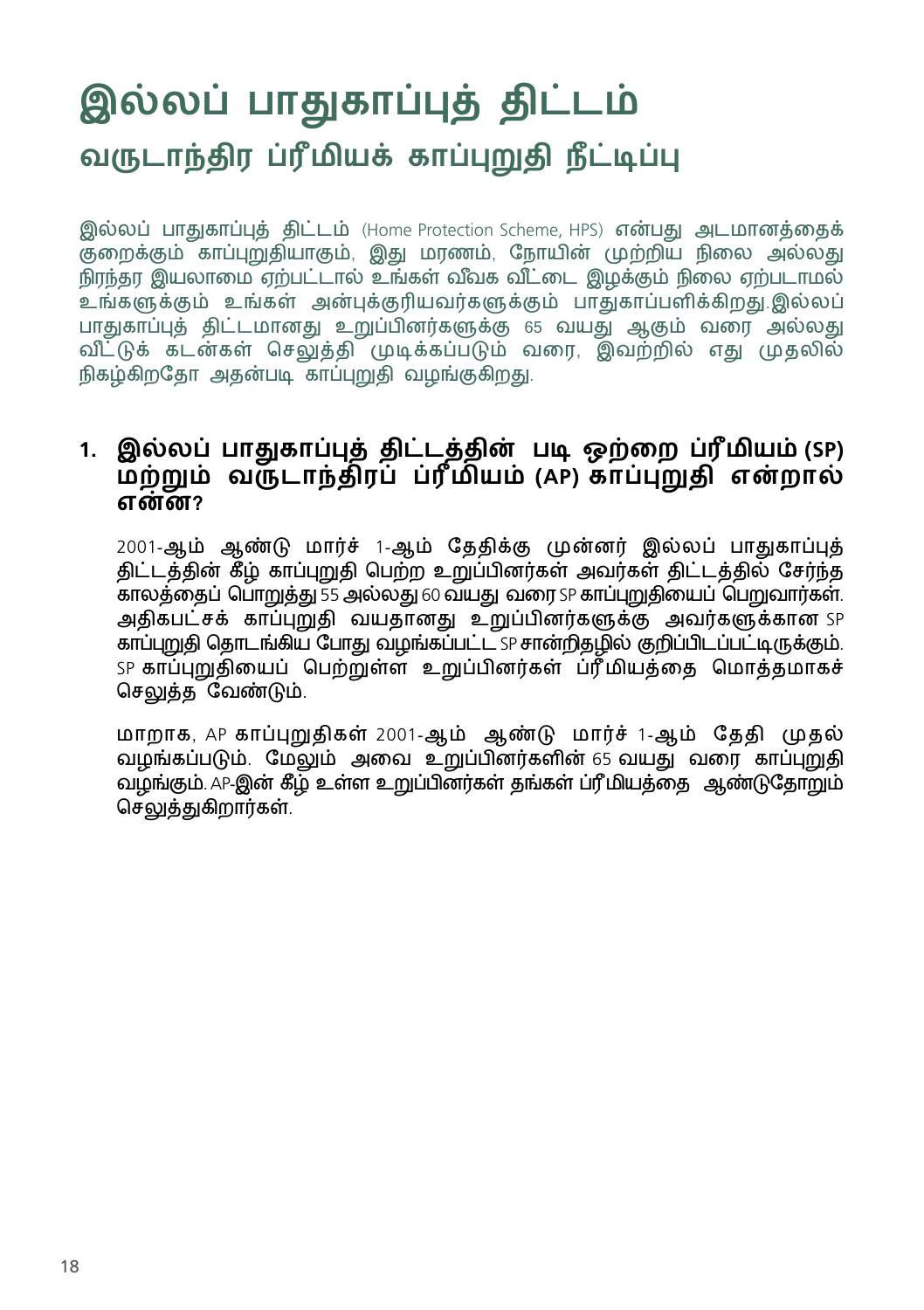# இல்லப் பாதுகாப்புத் திட்டம்

## வருடாந்திர ப்ரீமியக் காப்புறுதி நீட்டிப்பு

இல்லப் பாதுகாப்புத் திட்டம் (Home Protection Scheme, HPS) என்பது அடமானத்தைக் குறைக்கும் காப்புறுதியாகும், இது மரணம், நோயின் முற்றிய நிலை அல்லது நிரந்தர இயலாமை ஏற்பட்டால் உங்கள் வீவக வீட்டை இழக்கும் நிலை ஏற்படாமல் உங்களுக்கும் உங்கள் அன்புக்குரியவர்களுக்கும் பாதுகாப்பளிக்கிறது.இல்லப் பாதுகாப்புத் திட்டமானது உறுப்பினர்களுக்கு 65 வயது ஆகும் வரை அல்லது வீட்டுக் கடன்கள் செலுத்தி முடிக்கப்படும் வரை, இவற்றில் எது முதலில் நிகழ்கிறதோ அதன்படி காப்புறுதி வழங்குகிறது.

### 1. இல்லப் பாதுகாப்புத் திட்டத்தின் படி ஒற்றை ப்ரீமியம் (SP) மற்றும் வருடாந்திரப் ப்ரீமியம் (AP) காப்புறுதி என்றால் என்ன?

2001-ஆம் ஆண்டு மார்ச் 1-ஆம் தேதிக்கு முன்னர் இல்லப் பாதுகாப்புத் திட்டத்தின் கீழ் காப்புறுதி பெற்ற உறுப்பினர்கள் அவர்கள் திட்டத்தில் சேர்ந்த காலத்தைப் பொறுத்து 55 அல்லது 60 வயது வரை SP காப்புறுதியைப் பெறுவார்கள். அதிகபட்சக் காப்புறுதி வயதானது உறுப்பினர்களுக்கு அவர்களுக்கான SP காப்புறுதி தொடங்கிய போது வழங்கப்பட்ட SP சான்றிதழில் குறிப்பிடப்பட்டிருக்கும். SP காப்புறுதியைப் பெற்றுள்ள உறுப்பினர்கள் ப்ரீமியத்தை மொத்தமாகச் செலுத்த வேண்டும்.

மாறாக, AP காப்புறுதிகள் 2001-ஆம் ஆண்டு மார்ச் 1-ஆம் தேதி முதல் வழங்கப்படும். மேலும் அவை உறுப்பினர்களின் 65 வயது வரை காப்புறுதி வழங்கும். AP-இன் கீழ் உள்ள உறுப்பினர்கள் தங்கள் ப்ரீமியத்தை ஆண்டுதோறும் செலுத்துகிறார்கள்.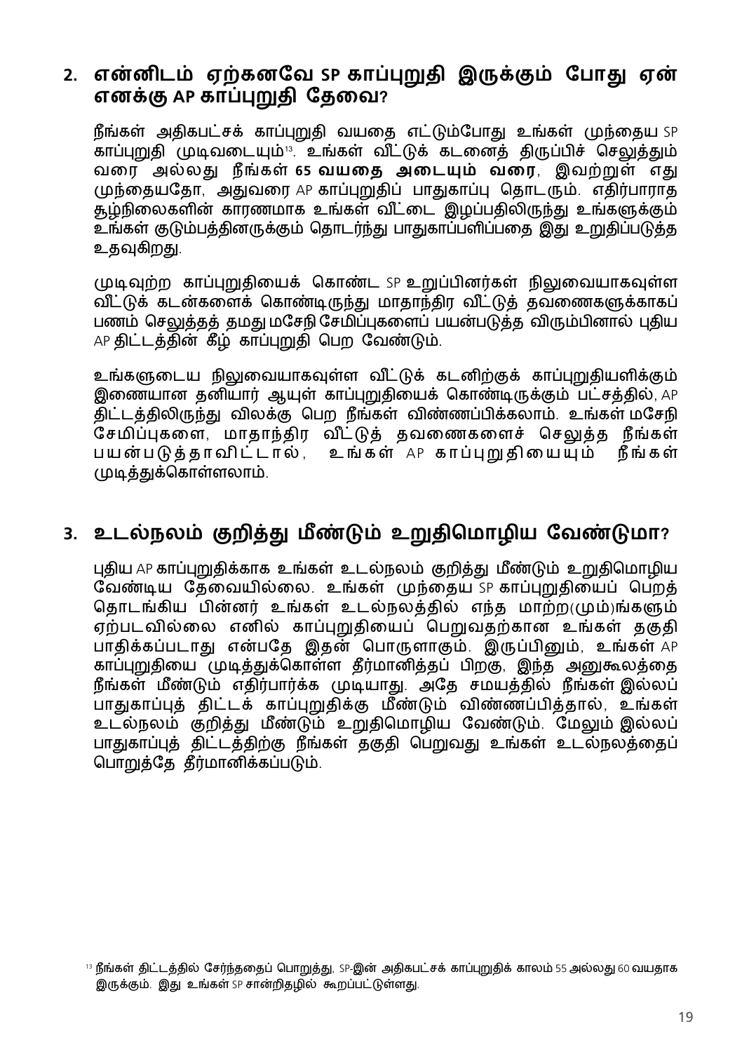## 2. என்னிடம் ஏற்கனவே SP காப்புறுதி இருக்கும் போது ஏன் எனக்கு AP காப்புறுதி தேவை?

நீங்கள் அதிகபட்சக் காப்புறுதி வயதை எட்டும்போது உங்கள் முந்தைய SP காப்புறுதி முடிவடையும்[13]. உங்கள் வீட்டுக் கடனைத் திருப்பிச் செலுத்தும் வரை அல்லது நீங்கள் **65 வயதை அடையும் வரை**, இவற்றுள் எது முந்தையதோ, அதுவரை AP காப்புறுதிப் பாதுகாப்பு தொடரும். எதிர்பாராத சூழ்நிலைகளின் காரணமாக உங்கள் வீட்டை இழப்பதிலிருந்து உங்களுக்கும் உங்கள் குடும்பத்தினருக்கும் தொடர்ந்து பாதுகாப்பளிப்பதை இது உறுதிப்படுத்த உதவுகிறது.

முடிவுற்ற காப்புறுதியைக் கொண்ட SP உறுப்பினர்கள் நிலுவையாகவுள்ள வீட்டுக் கடன்களைக் கொண்டிருந்து மாதாந்திர வீட்டுத் தவணைகளுக்காகப் பணம் செலுத்தத் தமது மசேநி சேமிப்புகளைப் பயன்படுத்த விரும்பினால் புதிய AP திட்டத்தின் கீழ் காப்புறுதி பெற வேண்டும்.

உங்களுடைய நிலுவையாகவுள்ள வீட்டுக் கடனிற்குக் காப்புறுதியளிக்கும் இணையான தனியார் ஆயுள் காப்புறுதியைக் கொண்டிருக்கும் பட்சத்தில், AP திட்டத்திலிருந்து விலக்கு பெற நீங்கள் விண்ணப்பிக்கலாம். உங்கள் மசேநி சேமிப்புகளை, மாதாந்திர வீட்டுத் தவணைகளைச் செலுத்த நீங்கள் பயன்படுத்தாவிட்டால், உங்கள் AP காப்புறுதியையும் நீங்கள் முடித்துக்கொள்ளலாம்.

## 3. உடல்நலம் குறித்து மீண்டும் உறுதிமொழிய வேண்டுமா?

புதிய AP காப்புறுதிக்காக உங்கள் உடல்நலம் குறித்து மீண்டும் உறுதிமொழிய வேண்டிய தேவையில்லை. உங்கள் முந்தைய SP காப்புறுதியைப் பெறத் தொடங்கிய பின்னர் உங்கள் உடல்நலத்தில் எந்த மாற்ற(மும்)ங்களும் ஏற்படவில்லை எனில் காப்புறுதியைப் பெறுவதற்கான உங்கள் தகுதி பாதிக்கப்படாது என்பதே இதன் பொருளாகும். இருப்பினும், உங்கள் AP காப்புறுதியை முடித்துக்கொள்ள தீர்மானித்தப் பிறகு, இந்த அனுகூலத்தை நீங்கள் மீண்டும் எதிர்பார்க்க முடியாது. அதே சமயத்தில் நீங்கள் இல்லப் பாதுகாப்புத் திட்டக் காப்புறுதிக்கு மீண்டும் விண்ணப்பித்தால், உங்கள் உடல்நலம் குறித்து மீண்டும் உறுதிமொழிய வேண்டும். மேலும் இல்லப் பாதுகாப்புத் திட்டத்திற்கு நீங்கள் தகுதி பெறுவது உங்கள் உடல்நலத்தைப் பொறுத்தே தீர்மானிக்கப்படும்.

[13] நீங்கள் திட்டத்தில் சேர்ந்ததைப் பொறுத்து, SP-இன் அதிகபட்சக் காப்புறுதிக் காலம் 55 அல்லது 60 வயதாக இருக்கும். இது உங்கள் SP சான்றிதழில் கூறப்பட்டுள்ளது.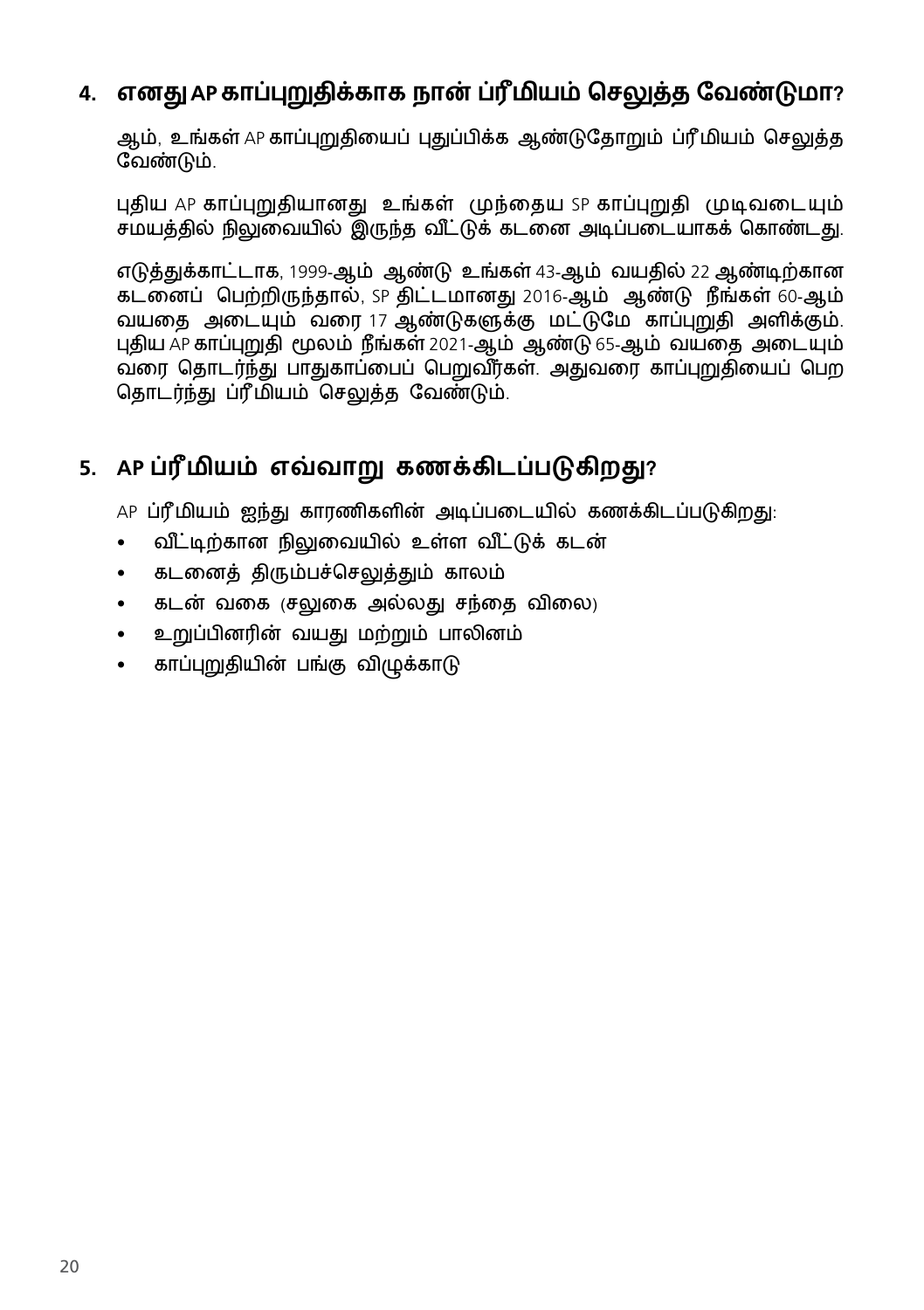## 4. எனது AP காப்புறுதிக்காக நான் ப்ரீமியம் செலுத்த வேண்டுமா?

ஆம், உங்கள் AP காப்புறுதியைப் புதுப்பிக்க ஆண்டுதோறும் ப்ரீமியம் செலுத்த வேண்டும்.

புதிய AP காப்புறுதியானது உங்கள் முந்தைய SP காப்புறுதி முடிவடையும் சமயத்தில் நிலுவையில் இருந்த வீட்டுக் கடனை அடிப்படையாகக் கொண்டது.

எடுத்துக்காட்டாக, 1999-ஆம் ஆண்டு உங்கள் 43-ஆம் வயதில் 22 ஆண்டிற்கான கடனைப் பெற்றிருந்தால், SP திட்டமானது 2016-ஆம் ஆண்டு நீங்கள் 60-ஆம் வயதை அடையும் வரை 17 ஆண்டுகளுக்கு மட்டுமே காப்புறுதி அளிக்கும். புதிய AP காப்புறுதி மூலம் நீங்கள் 2021-ஆம் ஆண்டு 65-ஆம் வயதை அடையும் வரை தொடர்ந்து பாதுகாப்பைப் பெறுவீர்கள். அதுவரை காப்புறுதியைப் பெற தொடர்ந்து ப்ரீமியம் செலுத்த வேண்டும்.

## 5. AP ப்ரீமியம் எவ்வாறு கணக்கிடப்படுகிறது?

AP ப்ரீமியம் ஐந்து காரணிகளின் அடிப்படையில் கணக்கிடப்படுகிறது:

- வீட்டிற்கான நிலுவையில் உள்ள வீட்டுக் கடன்
- கடனைத் திரும்பச்செலுத்தும் காலம்
- கடன் வகை (சலுகை அல்லது சந்தை விலை)
- உறுப்பினரின் வயது மற்றும் பாலினம்
- காப்புறுதியின் பங்கு விழுக்காடு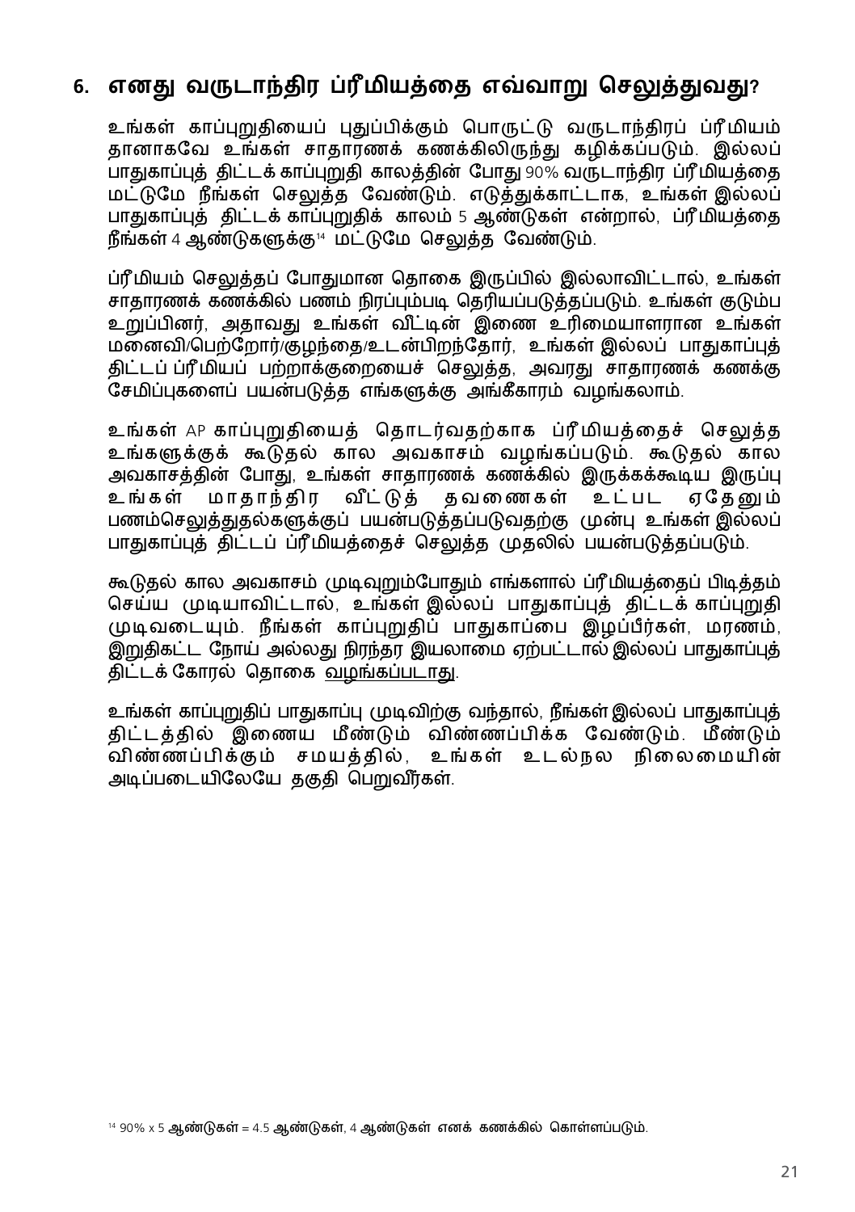## 6. எனது வருடாந்திர ப்ரீமியத்தை எவ்வாறு செலுத்துவது?

உங்கள் காப்புறுதியைப் புதுப்பிக்கும் பொருட்டு வருடாந்திரப் ப்ரீமியம் தானாகவே உங்கள் சாதாரணக் கணக்கிலிருந்து கழிக்கப்படும். இல்லப் பாதுகாப்புத் திட்டக் காப்புறுதி காலத்தின் போது 90% வருடாந்திர ப்ரீமியத்தை மட்டுமே நீங்கள் செலுத்த வேண்டும். எடுத்துக்காட்டாக, உங்கள் இல்லப் பாதுகாப்புத் திட்டக் காப்புறுதிக் காலம் 5 ஆண்டுகள் என்றால், ப்ரீமியத்தை நீங்கள் 4 ஆண்டுகளுக்கு[14] மட்டுமே செலுத்த வேண்டும்.

ப்ரீமியம் செலுத்தப் போதுமான தொகை இருப்பில் இல்லாவிட்டால், உங்கள் சாதாரணக் கணக்கில் பணம் நிரப்பும்படி தெரியப்படுத்தப்படும். உங்கள் குடும்ப உறுப்பினர், அதாவது உங்கள் வீட்டின் இணை உரிமையாளரான உங்கள் மனைவி/பெற்றோர்/குழந்தை/உடன்பிறந்தோர், உங்கள் இல்லப் பாதுகாப்புத் திட்டப் ப்ரீமியப் பற்றாக்குறையைச் செலுத்த, அவரது சாதாரணக் கணக்கு சேமிப்புகளைப் பயன்படுத்த எங்களுக்கு அங்கீகாரம் வழங்கலாம்.

உங்கள் AP காப்புறுதியைத் தொடர்வதற்காக ப்ரீமியத்தைச் செலுத்த உங்களுக்குக் கூடுதல் கால அவகாசம் வழங்கப்படும். கூடுதல் கால அவகாசத்தின் போது, உங்கள் சாதாரணக் கணக்கில் இருக்கக்கூடிய இருப்பு உங்கள் மாதாந்திர வீட்டுத் தவணைகள் உட்பட ஏதேனும் பணம்செலுத்துதல்களுக்குப் பயன்படுத்தப்படுவதற்கு முன்பு உங்கள் இல்லப் பாதுகாப்புத் திட்டப் ப்ரீமியத்தைச் செலுத்த முதலில் பயன்படுத்தப்படும்.

கூடுதல் கால அவகாசம் முடிவுறும்போதும் எங்களால் ப்ரீமியத்தைப் பிடித்தம் செய்ய முடியாவிட்டால், உங்கள் இல்லப் பாதுகாப்புத் திட்டக் காப்புறுதி முடிவடையும். நீங்கள் காப்புறுதிப் பாதுகாப்பை இழப்பீர்கள், மரணம், இறுதிகட்ட நோய் அல்லது நிரந்தர இயலாமை ஏற்பட்டால் இல்லப் பாதுகாப்புத் திட்டக் கோரல் தொகை <u>வழங்கப்படாது</u>.

உங்கள் காப்புறுதிப் பாதுகாப்பு முடிவிற்கு வந்தால், நீங்கள் இல்லப் பாதுகாப்புத் திட்டத்தில் இணைய மீண்டும் விண்ணப்பிக்க வேண்டும். மீண்டும் விண்ணப்பிக்கும் சமயத்தில், உங்கள் உடல்நல நிலைமையின் அடிப்படையிலேயே தகுதி பெறுவீர்கள்.

[14] 90% x 5 ஆண்டுகள் = 4.5 ஆண்டுகள், 4 ஆண்டுகள் எனக் கணக்கில் கொள்ளப்படும்.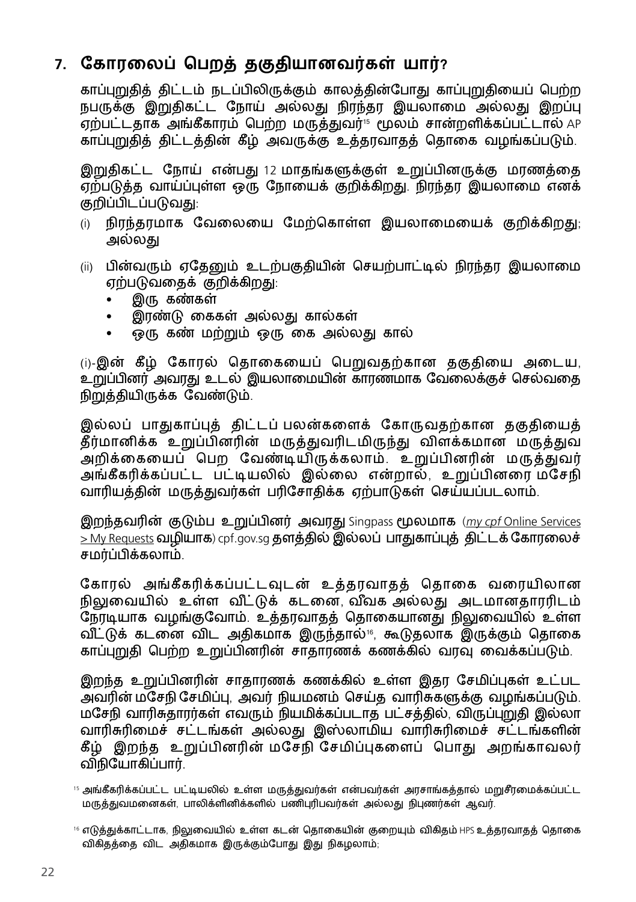## 7. கோரலைப் பெறத் தகுதியானவர்கள் யார்?

காப்புறுதித் திட்டம் நடப்பிலிருக்கும் காலத்தின்போது காப்புறுதியைப் பெற்ற நபருக்கு இறுதிகட்ட நோய் அல்லது நிரந்தர இயலாமை அல்லது இறப்பு ஏற்பட்டதாக அங்கீகாரம் பெற்ற மருத்துவர்[15] மூலம் சான்றளிக்கப்பட்டால் AP காப்புறுதித் திட்டத்தின் கீழ் அவருக்கு உத்தரவாதத் தொகை வழங்கப்படும்.

இறுதிகட்ட நோய் என்பது 12 மாதங்களுக்குள் உறுப்பினருக்கு மரணத்தை ஏற்படுத்த வாய்ப்புள்ள ஒரு நோயைக் குறிக்கிறது. நிரந்தர இயலாமை எனக் குறிப்பிடப்படுவது:

(i) நிரந்தரமாக வேலையை மேற்கொள்ள இயலாமையைக் குறிக்கிறது; அல்லது

(ii) பின்வரும் ஏதேனும் உடற்பகுதியின் செயற்பாட்டில் நிரந்தர இயலாமை ஏற்படுவதைக் குறிக்கிறது:
- இரு கண்கள்
- இரண்டு கைகள் அல்லது கால்கள்
- ஒரு கண் மற்றும் ஒரு கை அல்லது கால்

(i)-இன் கீழ் கோரல் தொகையைப் பெறுவதற்கான தகுதியை அடைய, உறுப்பினர் அவரது உடல் இயலாமையின் காரணமாக வேலைக்குச் செல்வதை நிறுத்தியிருக்க வேண்டும்.

இல்லப் பாதுகாப்புத் திட்டப் பலன்களைக் கோருவதற்கான தகுதியைத் தீர்மானிக்க உறுப்பினரின் மருத்துவரிடமிருந்து விளக்கமான மருத்துவ அறிக்கையைப் பெற வேண்டியிருக்கலாம். உறுப்பினரின் மருத்துவர் அங்கீகரிக்கப்பட்ட பட்டியலில் இல்லை என்றால், உறுப்பினரை மசேநி வாரியத்தின் மருத்துவர்கள் பரிசோதிக்க ஏற்பாடுகள் செய்யப்படலாம்.

இறந்தவரின் குடும்ப உறுப்பினர் அவரது Singpass மூலமாக (*my cpf* Online Services > My Requests வழியாக) cpf.gov.sg தளத்தில் இல்லப் பாதுகாப்புத் திட்டக் கோரலைச் சமர்ப்பிக்கலாம்.

கோரல் அங்கீகரிக்கப்பட்டவுடன் உத்தரவாதத் தொகை வரையிலான நிலுவையில் உள்ள வீட்டுக் கடனை, வீவக அல்லது அடமானதாரரிடம் நேரடியாக வழங்குவோம். உத்தரவாதத் தொகையானது நிலுவையில் உள்ள வீட்டுக் கடனை விட அதிகமாக இருந்தால்[16], கூடுதலாக இருக்கும் தொகை காப்புறுதி பெற்ற உறுப்பினரின் சாதாரணக் கணக்கில் வரவு வைக்கப்படும்.

இறந்த உறுப்பினரின் சாதாரணக் கணக்கில் உள்ள இதர சேமிப்புகள் உட்பட அவரின் மசேநி சேமிப்பு, அவர் நியமனம் செய்த வாரிசுகளுக்கு வழங்கப்படும். மசேநி வாரிசுதாரர்கள் எவரும் நியமிக்கப்படாத பட்சத்தில், விருப்புறுதி இல்லா வாரிசுரிமைச் சட்டங்கள் அல்லது இஸ்லாமிய வாரிசுரிமைச் சட்டங்களின் கீழ் இறந்த உறுப்பினரின் மசேநி சேமிப்புகளைப் பொது அறங்காவலர் விநியோகிப்பார்.

[15] அங்கீகரிக்கப்பட்ட பட்டியலில் உள்ள மருத்துவர்கள் என்பவர்கள் அரசாங்கத்தால் மறுசீரமைக்கப்பட்ட மருத்துவமனைகள், பாலிகிளினிக்களில் பணிபுரிபவர்கள் அல்லது நிபுணர்கள் ஆவர்.

[16] எடுத்துக்காட்டாக, நிலுவையில் உள்ள கடன் தொகையின் குறையும் விகிதம் HPS உத்தரவாதத் தொகை விகிதத்தை விட அதிகமாக இருக்கும்போது இது நிகழலாம்;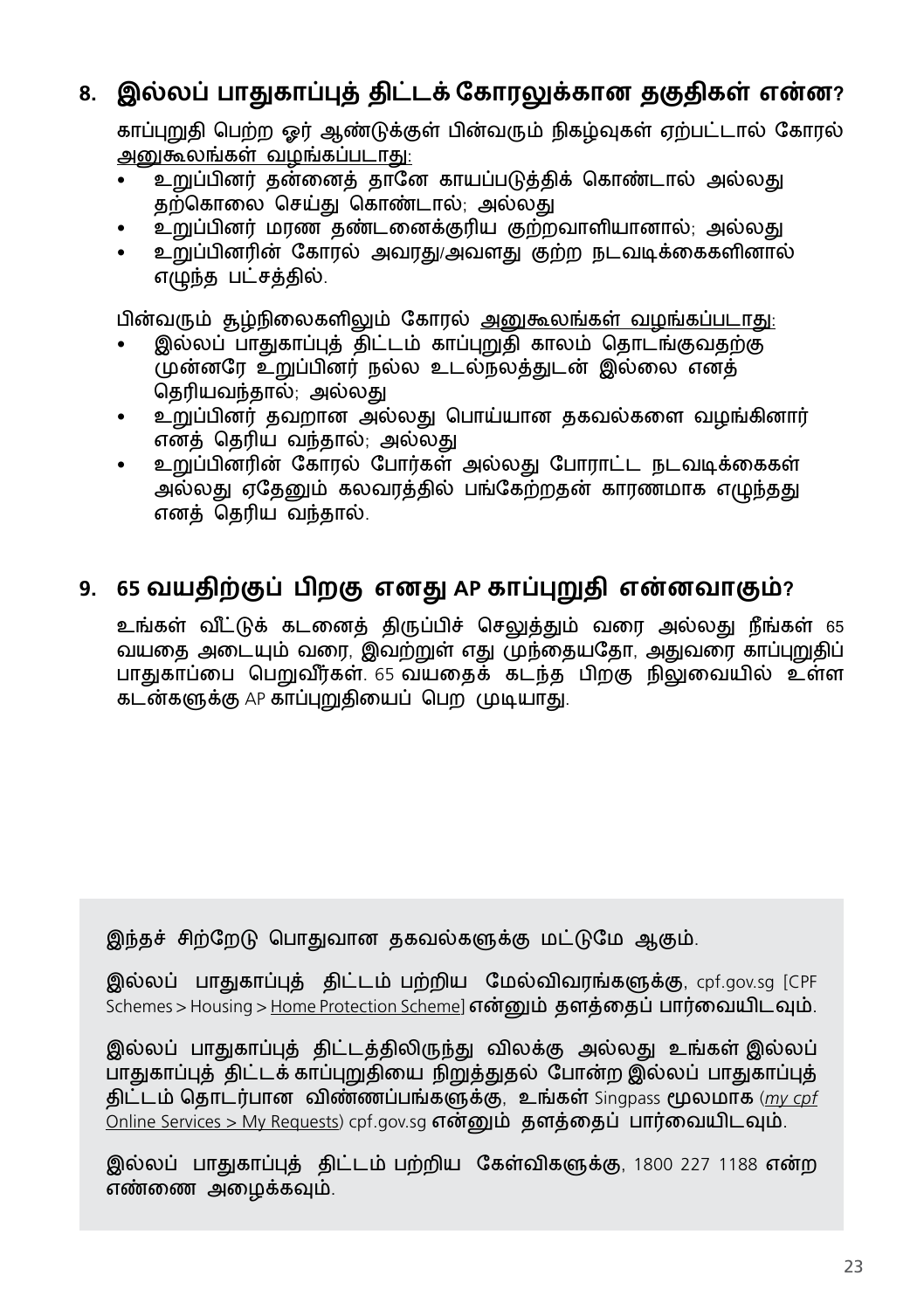## 8. இல்லப் பாதுகாப்புத் திட்டக் கோரலுக்கான தகுதிகள் என்ன?

காப்புறுதி பெற்ற ஓர் ஆண்டுக்குள் பின்வரும் நிகழ்வுகள் ஏற்பட்டால் கோரல் அனுகூலங்கள் வழங்கப்படாது:

- உறுப்பினர் தன்னைத் தானே காயப்படுத்திக் கொண்டால் அல்லது தற்கொலை செய்து கொண்டால்; அல்லது
- உறுப்பினர் மரண தண்டனைக்குரிய குற்றவாளியானால்; அல்லது
- உறுப்பினரின் கோரல் அவரது/அவளது குற்ற நடவடிக்கைகளினால் எழுந்த பட்சத்தில்.

பின்வரும் சூழ்நிலைகளிலும் கோரல் அனுகூலங்கள் வழங்கப்படாது:

- இல்லப் பாதுகாப்புத் திட்டம் காப்புறுதி காலம் தொடங்குவதற்கு முன்னரே உறுப்பினர் நல்ல உடல்நலத்துடன் இல்லை எனத் தெரியவந்தால்; அல்லது
- உறுப்பினர் தவறான அல்லது பொய்யான தகவல்களை வழங்கினார் எனத் தெரிய வந்தால்; அல்லது
- உறுப்பினரின் கோரல் போர்கள் அல்லது போராட்ட நடவடிக்கைகள் அல்லது ஏதேனும் கலவரத்தில் பங்கேற்றதன் காரணமாக எழுந்தது எனத் தெரிய வந்தால்.

## 9. 65 வயதிற்குப் பிறகு எனது AP காப்புறுதி என்னவாகும்?

உங்கள் வீட்டுக் கடனைத் திருப்பிச் செலுத்தும் வரை அல்லது நீங்கள் 65 வயதை அடையும் வரை, இவற்றுள் எது முந்தையதோ, அதுவரை காப்புறுதிப் பாதுகாப்பை பெறுவீர்கள். 65 வயதைக் கடந்த பிறகு நிலுவையில் உள்ள கடன்களுக்கு AP காப்புறுதியைப் பெற முடியாது.

இந்தச் சிற்றேடு பொதுவான தகவல்களுக்கு மட்டுமே ஆகும்.

இல்லப் பாதுகாப்புத் திட்டம் பற்றிய மேல்விவரங்களுக்கு, cpf.gov.sg [CPF Schemes > Housing > Home Protection Scheme] என்னும் தளத்தைப் பார்வையிடவும்.

இல்லப் பாதுகாப்புத் திட்டத்திலிருந்து விலக்கு அல்லது உங்கள் இல்லப் பாதுகாப்புத் திட்டக் காப்புறுதியை நிறுத்துதல் போன்ற இல்லப் பாதுகாப்புத் திட்டம் தொடர்பான விண்ணப்பங்களுக்கு, உங்கள் Singpass மூலமாக (*my cpf* Online Services > My Requests) cpf.gov.sg என்னும் தளத்தைப் பார்வையிடவும்.

இல்லப் பாதுகாப்புத் திட்டம் பற்றிய கேள்விகளுக்கு, 1800 227 1188 என்ற எண்ணை அழைக்கவும்.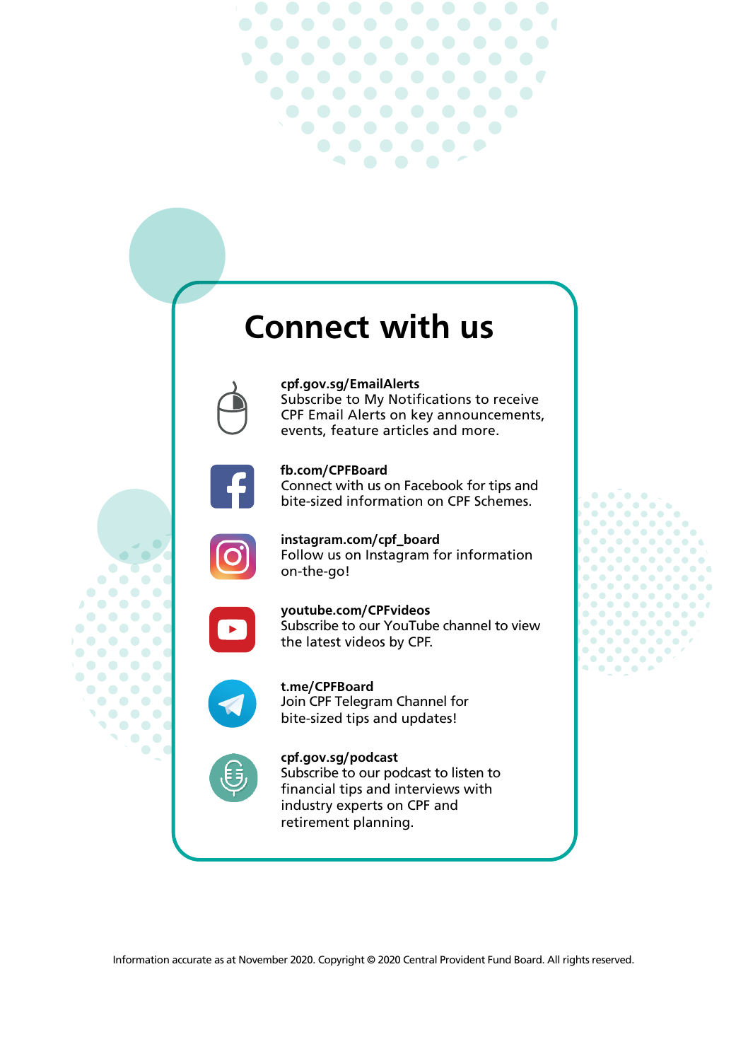# Connect with us

**cpf.gov.sg/EmailAlerts**
Subscribe to My Notifications to receive CPF Email Alerts on key announcements, events, feature articles and more.

**fb.com/CPFBoard**
Connect with us on Facebook for tips and bite-sized information on CPF Schemes.

**instagram.com/cpf_board**
Follow us on Instagram for information on-the-go!

**youtube.com/CPFvideos**
Subscribe to our YouTube channel to view the latest videos by CPF.

**t.me/CPFBoard**
Join CPF Telegram Channel for bite-sized tips and updates!

**cpf.gov.sg/podcast**
Subscribe to our podcast to listen to financial tips and interviews with industry experts on CPF and retirement planning.

Information accurate as at November 2020. Copyright © 2020 Central Provident Fund Board. All rights reserved.